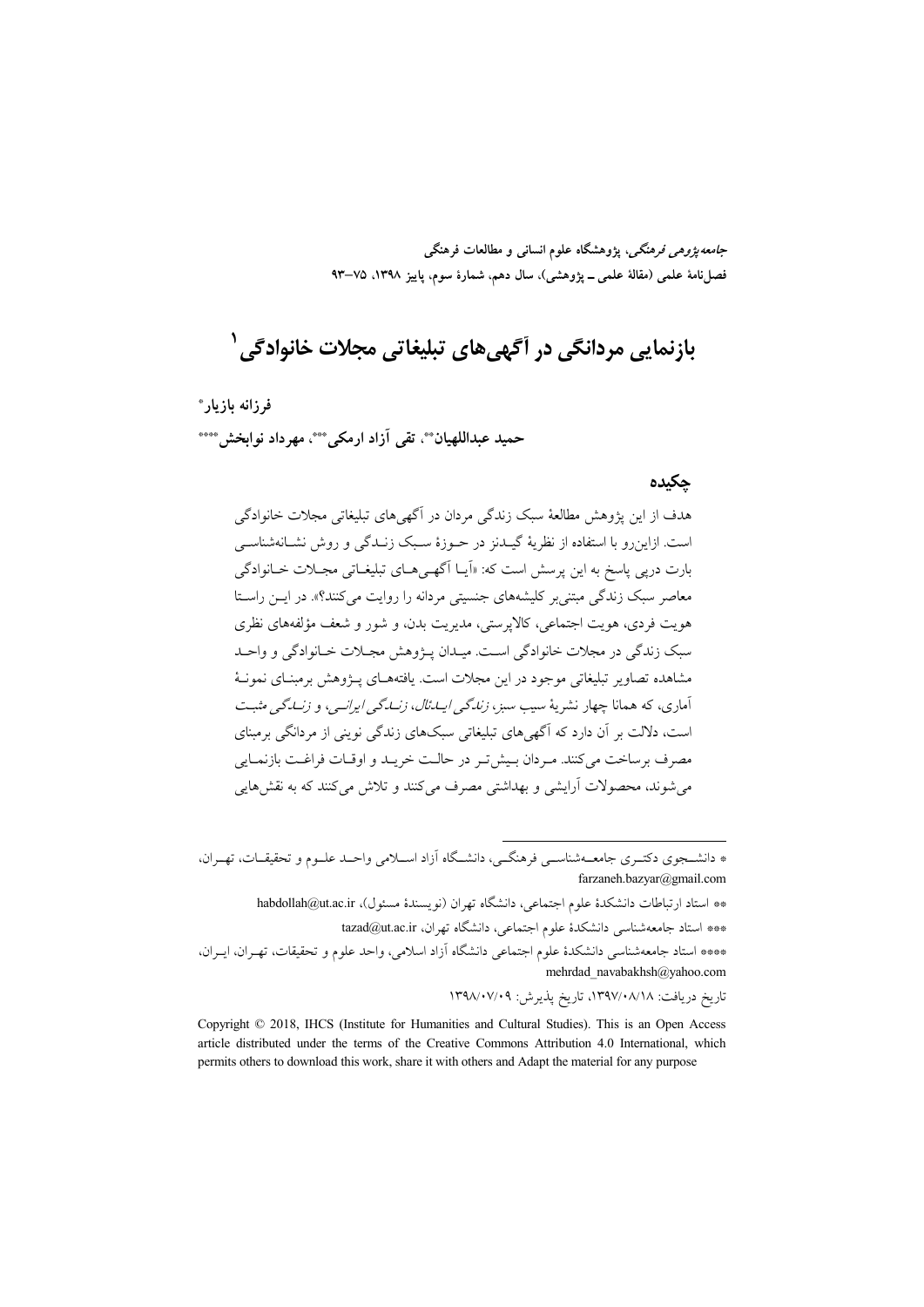*جامعه‌پژوهی فرهنگی*، پژوهشگاه علوم انسانی و مطالعات فرهنگی
فصل‌نامهٔ علمی (مقالهٔ علمی ـ پژوهشی)، سال دهم، شمارهٔ سوم، پاییز ۱۳۹۸، ۷۵–۹۳

# بازنمایی مردانگی در آگهی‌های تبلیغاتی مجلات خانوادگی[1]

**فرزانه بازیار***

**حمید عبداللهیان**، تقی آزاد ارمکی***، مهرداد نوابخش******

## چکیده

هدف از این پژوهش مطالعهٔ سبک زندگی مردان در آگهی‌های تبلیغاتی مجلات خانوادگی است. ازاین‌رو با استفاده از نظریهٔ گیدنز در حوزهٔ سبک زندگی و روش نشانه‌شناسی بارت درپی پاسخ به این پرسش است که: «آیا آگهی‌های تبلیغاتی مجلات خانوادگی معاصر سبک زندگی مبتنی‌بر کلیشه‌های جنسیتی مردانه را روایت می‌کنند؟». در این راستا هویت فردی، هویت اجتماعی، کالاپرستی، مدیریت بدن، و شور و شعف مؤلفه‌های نظری سبک زندگی در مجلات خانوادگی است. میدان پژوهش مجلات خانوادگی و واحد مشاهده تصاویر تبلیغاتی موجود در این مجلات است. یافته‌های پژوهش برمبنای نمونهٔ آماری، که همانا چهار نشریهٔ *سیب سبز*، *زندگی ایده‌ئال*، *زندگی ایرانی*، و *زندگی مثبت* است، دلالت بر آن دارد که آگهی‌های تبلیغاتی سبک‌های زندگی نوینی از مردانگی برمبنای مصرف برساخت می‌کنند. مردان بیش‌تر در حالت خرید و اوقات فراغت بازنمایی می‌شوند، محصولات آرایشی و بهداشتی مصرف می‌کنند و تلاش می‌کنند که به نقش‌هایی

---

* دانشجوی دکتری جامعه‌شناسی فرهنگی، دانشگاه آزاد اسلامی واحد علوم و تحقیقات، تهران، farzaneh.bazyar@gmail.com

** استاد ارتباطات دانشکدهٔ علوم اجتماعی، دانشگاه تهران (نویسندهٔ مسئول)، habdollah@ut.ac.ir

*** استاد جامعه‌شناسی دانشکدهٔ علوم اجتماعی، دانشگاه تهران، tazad@ut.ac.ir

**** استاد جامعه‌شناسی دانشکدهٔ علوم اجتماعی دانشگاه آزاد اسلامی، واحد علوم و تحقیقات، تهران، ایران، mehrdad_navabakhsh@yahoo.com

تاریخ دریافت: ۱۳۹۷/۰۸/۱۸، تاریخ پذیرش: ۱۳۹۸/۰۷/۰۹

Copyright © 2018, IHCS (Institute for Humanities and Cultural Studies). This is an Open Access article distributed under the terms of the Creative Commons Attribution 4.0 International, which permits others to download this work, share it with others and Adapt the material for any purpose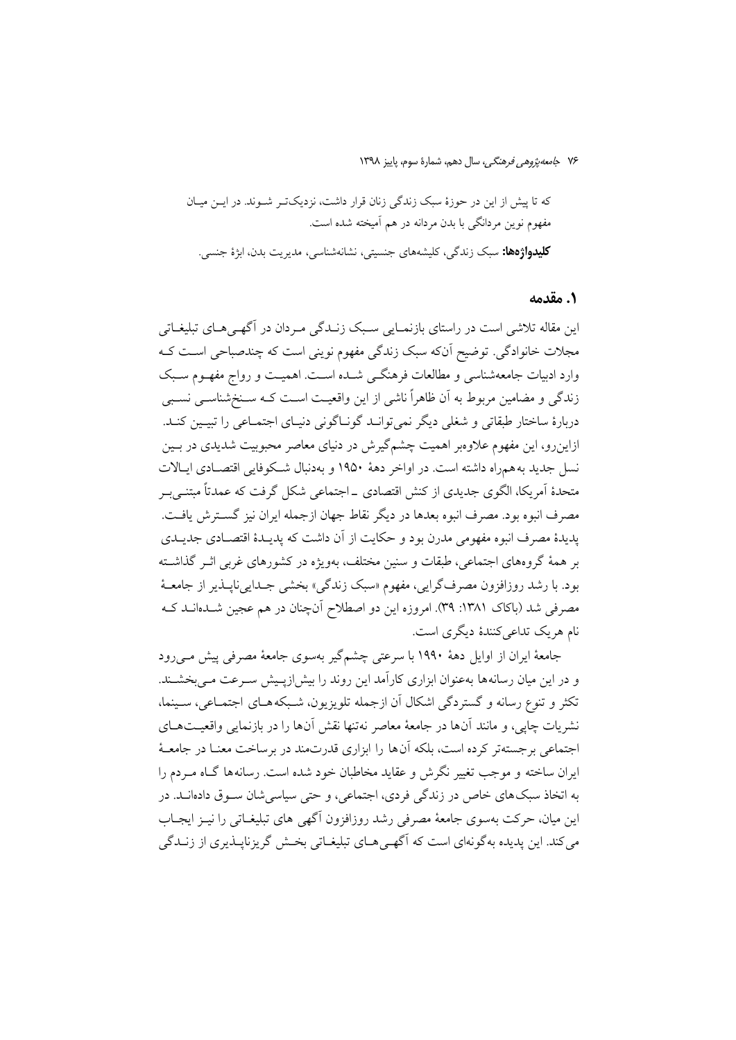که تا پیش از این در حوزهٔ سبک زندگی زنان قرار داشت، نزدیک‌تر شوند. در این میان مفهوم نوین مردانگی با بدن مردانه در هم آمیخته شده است.

**کلیدواژه‌ها:** سبک زندگی، کلیشه‌های جنسیتی، نشانه‌شناسی، مدیریت بدن، ابژهٔ جنسی.

## ۱. مقدمه

این مقاله تلاشی است در راستای بازنمایی سبک زندگی مردان در آگهی‌های تبلیغاتی مجلات خانوادگی. توضیح آن‌که سبک زندگی مفهوم نوینی است که چندصباحی است که وارد ادبیات جامعه‌شناسی و مطالعات فرهنگی شده است. اهمیت و رواج مفهوم سبک زندگی و مضامین مربوط به آن ظاهراً ناشی از این واقعیت است که سنخ‌شناسی نسبی دربارهٔ ساختار طبقاتی و شغلی دیگر نمی‌تواند گوناگونی دنیای اجتماعی را تبیین کند. ازاین‌رو، این مفهوم علاوه‌بر اهمیت چشم‌گیرش در دنیای معاصر محبوبیت شدیدی در بین نسل جدید به‌همراه داشته است. در اواخر دههٔ ۱۹۵۰ و به‌دنبال شکوفایی اقتصادی ایالات متحدهٔ آمریکا، الگوی جدیدی از کنش اقتصادی ـ اجتماعی شکل گرفت که عمدتاً مبتنی‌بر مصرف انبوه بود. مصرف انبوه بعدها در دیگر نقاط جهان ازجمله ایران نیز گسترش یافت. پدیدهٔ مصرف انبوه مفهومی مدرن بود و حکایت از آن داشت که پدیدهٔ اقتصادی جدیدی بر همهٔ گروه‌های اجتماعی، طبقات و سنین مختلف، به‌ویژه در کشورهای غربی اثر گذاشته بود. با رشد روزافزون مصرف‌گرایی، مفهوم «سبک زندگی» بخشی جدایی‌ناپذیر از جامعهٔ مصرفی شد (باکاک ۱۳۸۱: ۳۹). امروزه این دو اصطلاح آن‌چنان در هم عجین شده‌اند که نام هریک تداعی‌کنندهٔ دیگری است.

جامعهٔ ایران از اوایل دههٔ ۱۹۹۰ با سرعتی چشم‌گیر به‌سوی جامعهٔ مصرفی پیش می‌رود و در این میان رسانه‌ها به‌عنوان ابزاری کارآمد این روند را بیش‌ازپیش سرعت می‌بخشند. تکثر و تنوع رسانه و گستردگی اشکال آن ازجمله تلویزیون، شبکه‌های اجتماعی، سینما، نشریات چاپی، و مانند آن‌ها در جامعهٔ معاصر نه‌تنها نقش آن‌ها را در بازنمایی واقعیت‌های اجتماعی برجسته‌تر کرده است، بلکه آن‌ها را ابزاری قدرت‌مند در برساخت معنا در جامعهٔ ایران ساخته و موجب تغییر نگرش و عقاید مخاطبان خود شده است. رسانه‌ها گاه مردم را به اتخاذ سبک‌های خاص در زندگی فردی، اجتماعی، و حتی سیاسی‌شان سوق داده‌اند. در این میان، حرکت به‌سوی جامعهٔ مصرفی رشد روزافزون آگهی های تبلیغاتی را نیز ایجاب می‌کند. این پدیده به‌گونه‌ای است که آگهی‌های تبلیغاتی بخش گریزناپذیری از زندگی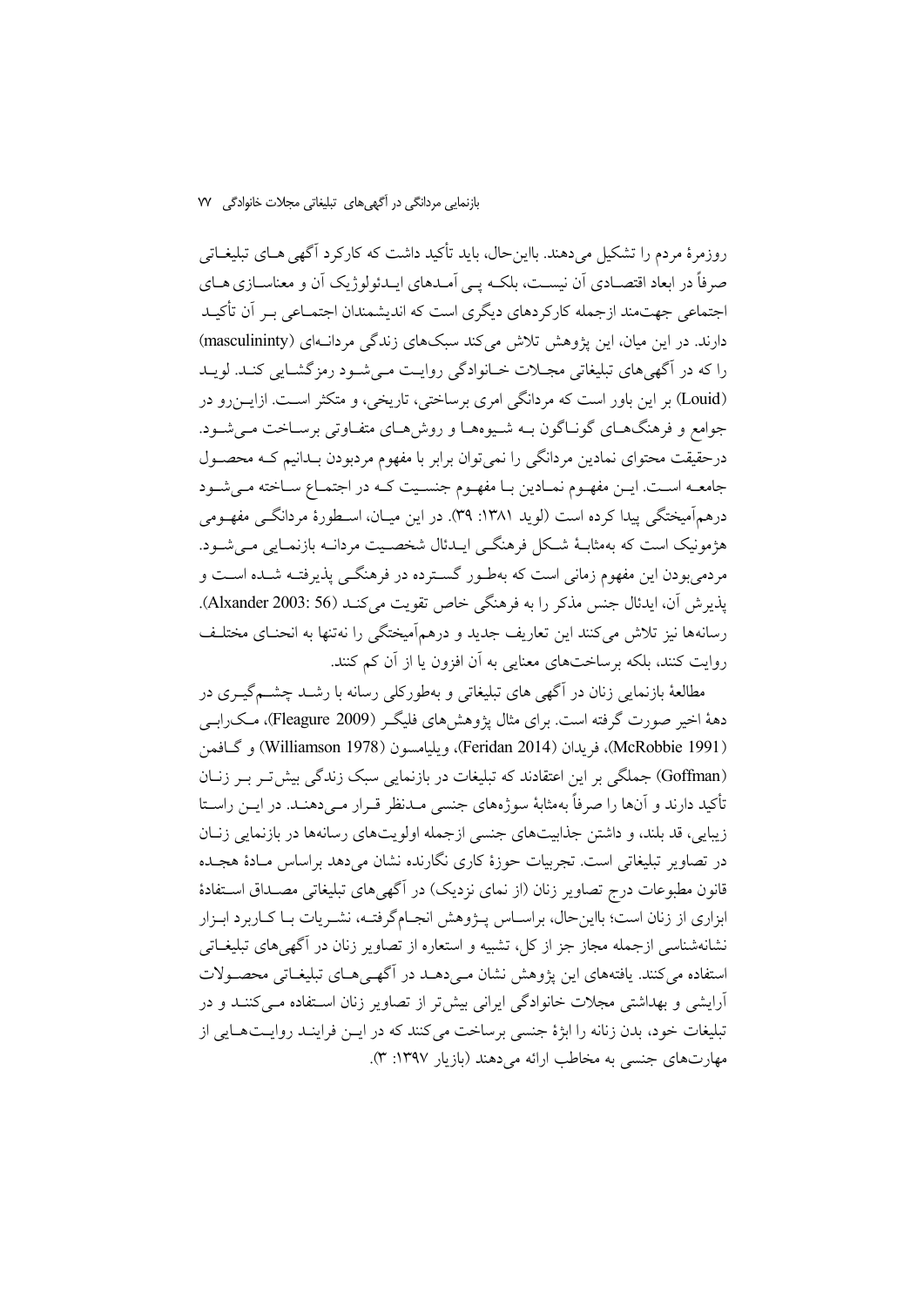روزمرهٔ مردم را تشکیل می‌دهند. بااین‌حال، باید تأکید داشت که کارکرد آگهی‌های تبلیغاتی صرفاً در ابعاد اقتصادی آن نیست، بلکه پی آمدهای ایدئولوژیک آن و معناسازی‌های اجتماعی جهت‌مند ازجمله کارکردهای دیگری است که اندیشمندان اجتماعی بر آن تأکید دارند. در این میان، این پژوهش تلاش می‌کند سبک‌های زندگی مردانه‌ای (masculininty) را که در آگهی‌های تبلیغاتی مجلات خانوادگی روایت می‌شود رمزگشایی کند. لوید (Louid) بر این باور است که مردانگی امری برساختی، تاریخی، و متکثر است. ازاین‌رو در جوامع و فرهنگ‌های گوناگون به شیوه‌ها و روش‌های متفاوتی برساخت می‌شود. درحقیقت محتوای نمادین مردانگی را نمی‌توان برابر با مفهوم مردبودن بدانیم که محصول جامعه است. این مفهوم نمادین با مفهوم جنسیت که در اجتماع ساخته می‌شود درهم‌آمیختگی پیدا کرده است (لوید ۱۳۸۱: ۳۹). در این میان، اسطورهٔ مردانگی مفهومی هژمونیک است که به‌مثابهٔ شکل فرهنگی ایدئال شخصیت مردانه بازنمایی می‌شود. مردمی‌بودن این مفهوم زمانی است که به‌طور گسترده در فرهنگی پذیرفته شده است و پذیرش آن، ایدئال جنس مذکر را به فرهنگی خاص تقویت می‌کند (Alxander 2003: 56). رسانه‌ها نیز تلاش می‌کنند این تعاریف جدید و درهم‌آمیختگی را نه‌تنها به انحنای مختلف روایت کنند، بلکه برساخت‌های معنایی به آن افزون یا از آن کم کنند.

مطالعهٔ بازنمایی زنان در آگهی های تبلیغاتی و به‌طورکلی رسانه با رشد چشم‌گیری در دههٔ اخیر صورت گرفته است. برای مثال پژوهش‌های فلیگر (Fleagure 2009)، مک‌رابی (McRobbie 1991)، فریدان (Feridan 2014)، ویلیامسون (Williamson 1978) و گافمن (Goffman) جملگی بر این اعتقادند که تبلیغات در بازنمایی سبک زندگی بیش‌تر بر زنان تأکید دارند و آن‌ها را صرفاً به‌مثابهٔ سوژه‌های جنسی مدنظر قرار می‌دهند. در این راستا زیبایی، قد بلند، و داشتن جذابیت‌های جنسی ازجمله اولویت‌های رسانه‌ها در بازنمایی زنان در تصاویر تبلیغاتی است. تجربیات حوزهٔ کاری نگارنده نشان می‌دهد براساس مادهٔ هجده قانون مطبوعات درج تصاویر زنان (از نمای نزدیک) در آگهی‌های تبلیغاتی مصداق استفادهٔ ابزاری از زنان است؛ بااین‌حال، براساس پژوهش انجام‌گرفته، نشریات با کاربرد ابزار نشانه‌شناسی ازجمله مجاز جز از کل، تشبیه و استعاره از تصاویر زنان در آگهی‌های تبلیغاتی استفاده می‌کنند. یافته‌های این پژوهش نشان می‌دهد در آگهی‌های تبلیغاتی محصولات آرایشی و بهداشتی مجلات خانوادگی ایرانی بیش‌تر از تصاویر زنان استفاده می‌کنند و در تبلیغات خود، بدن زنانه را ابژهٔ جنسی برساخت می‌کنند که در این فرایند روایت‌هایی از مهارت‌های جنسی به مخاطب ارائه می‌دهند (بازیار ۱۳۹۷: ۳).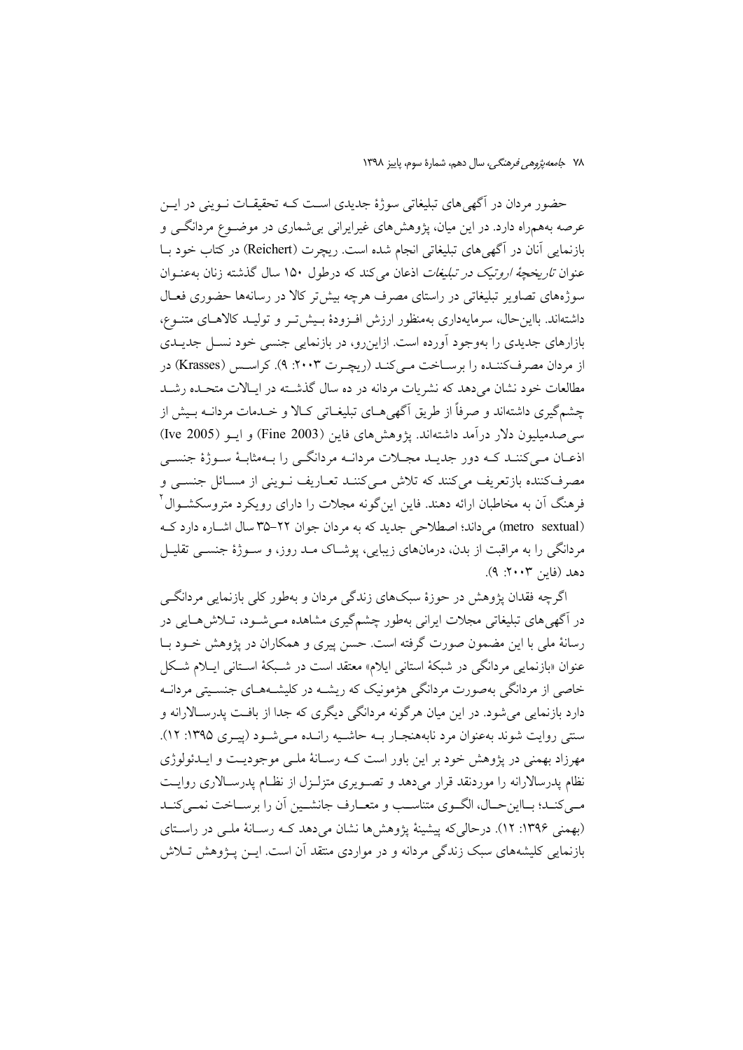حضور مردان در آگهی‌های تبلیغاتی سوژهٔ جدیدی است که تحقیقات نوینی در این عرصه به‌همراه دارد. در این میان، پژوهش‌های غیرایرانی بی‌شماری در موضوع مردانگی و بازنمایی آنان در آگهی‌های تبلیغاتی انجام شده است. ریچرت (Reichert) در کتاب خود با عنوان *تاریخچهٔ اروتیک در تبلیغات* اذعان می‌کند که درطول ۱۵۰ سال گذشته زنان به‌عنوان سوژه‌های تصاویر تبلیغاتی در راستای مصرف هرچه بیش‌تر کالا در رسانه‌ها حضوری فعال داشته‌اند. بااین‌حال، سرمایه‌داری به‌منظور ارزش افزودهٔ بیش‌تر و تولید کالاهای متنوع، بازارهای جدیدی را به‌وجود آورده است. ازاین‌رو، در بازنمایی جنسی خود نسل جدیدی از مردان مصرف‌کننده را برساخت می‌کند (ریچرت ۲۰۰۳: ۹). کراسس (Krasses) در مطالعات خود نشان می‌دهد که نشریات مردانه در ده سال گذشته در ایالات متحده رشد چشم‌گیری داشته‌اند و صرفاً از طریق آگهی‌های تبلیغاتی کالا و خدمات مردانه بیش از سی‌صدمیلیون دلار درآمد داشته‌اند. پژوهش‌های فاین (Fine 2003) و ایو (Ive 2005) اذعان می‌کنند که دور جدید مجلات مردانه مردانگی را به‌مثابهٔ سوژهٔ جنسی مصرف‌کننده بازتعریف می‌کنند که تلاش می‌کنند تعاریف نوینی از مسائل جنسی و فرهنگ آن به مخاطبان ارائه دهند. فاین این‌گونه مجلات را دارای رویکرد متروسکشوال[۲] (metro sextual) می‌داند؛ اصطلاحی جدید که به مردان جوان ۲۲–۳۵ سال اشاره دارد که مردانگی را به مراقبت از بدن، درمان‌های زیبایی، پوشاک مد روز، و سوژهٔ جنسی تقلیل دهد (فاین ۲۰۰۳: ۹).

اگرچه فقدان پژوهش در حوزهٔ سبک‌های زندگی مردان و به‌طور کلی بازنمایی مردانگی در آگهی‌های تبلیغاتی مجلات ایرانی به‌طور چشم‌گیری مشاهده می‌شود، تلاش‌هایی در رسانهٔ ملی با این مضمون صورت گرفته است. حسن پیری و همکاران در پژوهش خود با عنوان «بازنمایی مردانگی در شبکهٔ استانی ایلام» معتقد است در شبکهٔ استانی ایلام شکل خاصی از مردانگی به‌صورت مردانگی هژمونیک که ریشه در کلیشه‌های جنسیتی مردانه دارد بازنمایی می‌شود. در این میان هرگونه مردانگی دیگری که جدا از بافت پدرسالارانه و سنتی روایت شوند به‌عنوان مرد نابهنجار به حاشیه رانده می‌شود (پیری ۱۳۹۵: ۱۲). مهرزاد بهمنی در پژوهش خود بر این باور است که رسانهٔ ملی موجودیت و ایدئولوژی نظام پدرسالارانه را موردنقد قرار می‌دهد و تصویری متزلزل از نظام پدرسالاری روایت می‌کند؛ بااین‌حال، الگوی متناسب و متعارف جانشین آن را برساخت نمی‌کند (بهمنی ۱۳۹۶: ۱۲). درحالی‌که پیشینهٔ پژوهش‌ها نشان می‌دهد که رسانهٔ ملی در راستای بازنمایی کلیشه‌های سبک زندگی مردانه و در مواردی منتقد آن است. این پژوهش تلاش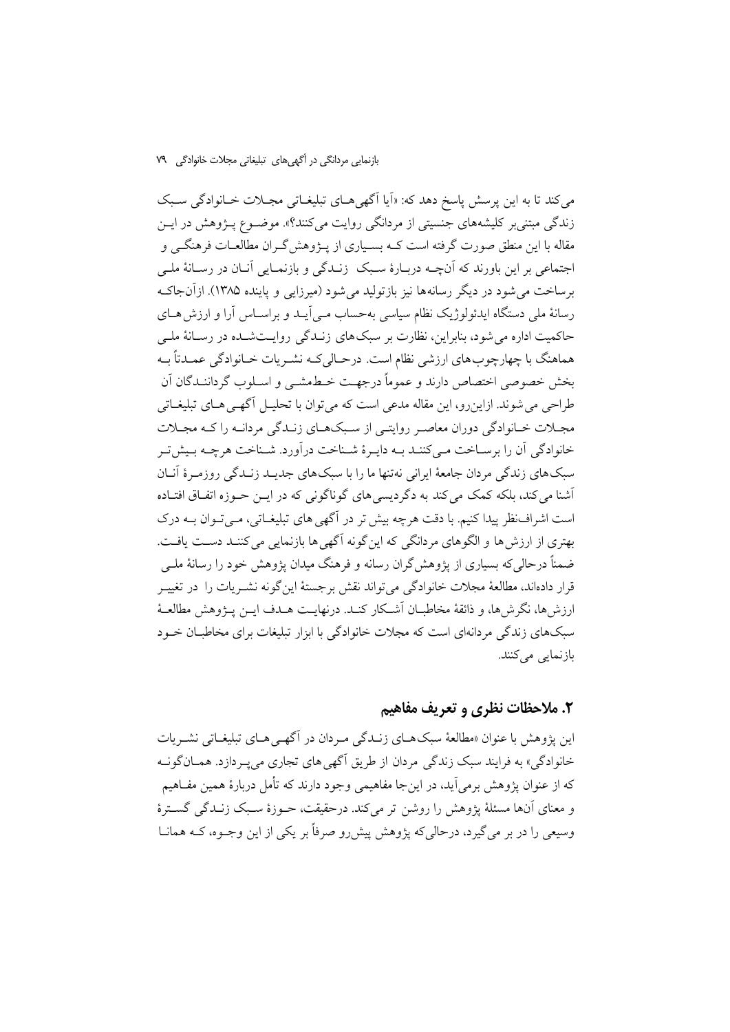می‌کند تا به این پرسش پاسخ دهد که: «آیا آگهی‌های تبلیغاتی مجلات خانوادگی سبک زندگی مبتنی‌بر کلیشه‌های جنسیتی از مردانگی روایت می‌کنند؟». موضوع پژوهش در این مقاله با این منطق صورت گرفته است که بسیاری از پژوهشگران مطالعات فرهنگی و اجتماعی بر این باورند که آن‌چه دربارهٔ سبک زندگی و بازنمایی آنان در رسانهٔ ملی برساخت می‌شود در دیگر رسانه‌ها نیز بازتولید می‌شود (میرزایی و پاینده ۱۳۸۵). ازآن‌جاکه رسانهٔ ملی دستگاه ایدئولوژیک نظام سیاسی به‌حساب می‌آید و براساس آرا و ارزش‌های حاکمیت اداره می‌شود، بنابراین، نظارت بر سبک‌های زندگی روایت‌شده در رسانهٔ ملی هماهنگ با چهارچوب‌های ارزشی نظام است. درحالی‌که نشریات خانوادگی عمدتاً به بخش خصوصی اختصاص دارند و عموماً درجهت خط‌مشی و اسلوب گردانندگان آن طراحی می‌شوند. ازاین‌رو، این مقاله مدعی است که می‌توان با تحلیل آگهی‌های تبلیغاتی مجلات خانوادگی دوران معاصر روایتی از سبک‌های زندگی مردانه را که مجلات خانوادگی آن را برساخت می‌کنند به دایرهٔ شناخت درآورد. شناخت هرچه بیش‌تر سبک‌های زندگی مردان جامعهٔ ایرانی نه‌تنها ما را با سبک‌های جدید زندگی روزمرهٔ آنان آشنا می‌کند، بلکه کمک می‌کند به دگردیسی‌های گوناگونی که در این حوزه اتفاق افتاده است اشراف‌نظر پیدا کنیم. با دقت هرچه بیش‌تر در آگهی‌های تبلیغاتی، می‌توان به درک بهتری از ارزش‌ها و الگوهای مردانگی که این‌گونه آگهی‌ها بازنمایی می‌کنند دست یافت. ضمناً درحالی‌که بسیاری از پژوهش‌گران رسانه و فرهنگ میدان پژوهش خود را رسانهٔ ملی قرار داده‌اند، مطالعهٔ مجلات خانوادگی می‌تواند نقش برجستهٔ این‌گونه نشریات را در تغییر ارزش‌ها، نگرش‌ها، و ذائقهٔ مخاطبان آشکار کند. درنهایت هدف این پژوهش مطالعهٔ سبک‌های زندگی مردانه‌ای است که مجلات خانوادگی با ابزار تبلیغات برای مخاطبان خود بازنمایی می‌کنند.

## ۲. ملاحظات نظری و تعریف مفاهیم

این پژوهش با عنوان «مطالعهٔ سبک‌های زندگی مردان در آگهی‌های تبلیغاتی نشریات خانوادگی» به فرایند سبک زندگی مردان از طریق آگهی‌های تجاری می‌پردازد. همان‌گونه که از عنوان پژوهش برمی‌آید، در این‌جا مفاهیمی وجود دارند که تأمل دربارهٔ همین مفاهیم و معنای آن‌ها مسئلهٔ پژوهش را روشن تر می‌کند. درحقیقت، حوزهٔ سبک زندگی گسترهٔ وسیعی را در بر می‌گیرد، درحالی‌که پژوهش پیش‌رو صرفاً بر یکی از این وجوه، که همانا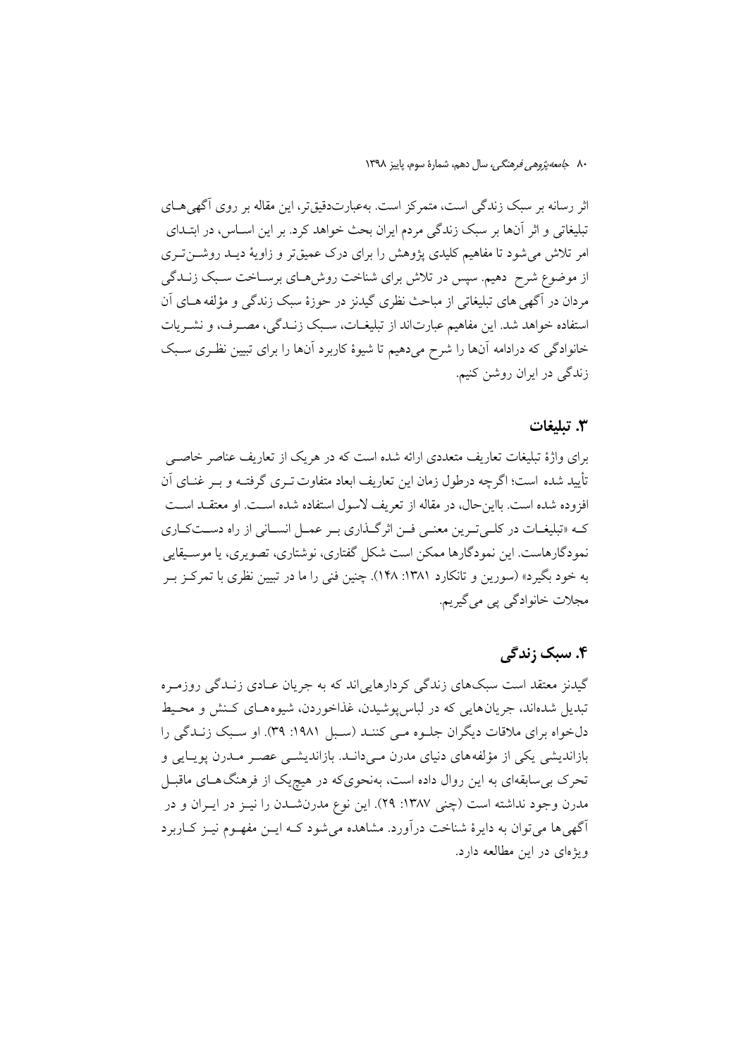اثر رسانه بر سبک زندگی است، متمرکز است. به‌عبارت‌دقیق‌تر، این مقاله بر روی آگهی‌های تبلیغاتی و اثر آن‌ها بر سبک زندگی مردم ایران بحث خواهد کرد. بر این اساس، در ابتدای امر تلاش می‌شود تا مفاهیم کلیدی پژوهش را برای درک عمیق‌تر و زاویهٔ دید روشن‌تری از موضوع شرح دهیم. سپس در تلاش برای شناخت روش‌های برساخت سبک زندگی مردان در آگهی های تبلیغاتی از مباحث نظری گیدنز در حوزهٔ سبک زندگی و مؤلفه‌های آن استفاده خواهد شد. این مفاهیم عبارت‌اند از تبلیغات، سبک زندگی، مصرف، و نشریات خانوادگی که دردامه آن‌ها را شرح می‌دهیم تا شیوهٔ کاربرد آن‌ها را برای تبیین نظری سبک زندگی در ایران روشن کنیم.

## ۳. تبلیغات

برای واژهٔ تبلیغات تعاریف متعددی ارائه شده است که در هریک از تعاریف عناصر خاصی تأیید شده است؛ اگرچه درطول زمان این تعاریف ابعاد متفاوت‌تری گرفته و بر غنای آن افزوده شده است. بااین‌حال، در مقاله از تعریف لاسول استفاده شده است. او معتقد است که «تبلیغات در کلی‌ترین معنی فن اثرگذاری بر عمل انسانی از راه دستکاری نمودگارهاست. این نمودگارها ممکن است شکل گفتاری، نوشتاری، تصویری، یا موسیقایی به خود بگیرد» (سورین و تانکارد ۱۳۸۱: ۱۴۸). چنین فنی را ما در تبیین نظری با تمرکز بر مجلات خانوادگی پی می‌گیریم.

## ۴. سبک زندگی

گیدنز معتقد است سبک‌های زندگی کردارهایی‌اند که به جریان عادی زندگی روزمره تبدیل شده‌اند، جریان‌هایی که در لباس‌پوشیدن، غذاخوردن، شیوه‌های کنش و محیط دل‌خواه برای ملاقات دیگران جلوه می کنند (سبل ۱۹۸۱: ۳۹). او سبک زندگی را بازاندیشی یکی از مؤلفه‌های دنیای مدرن می‌داند. بازاندیشی عصر مدرن پویایی و تحرک بی‌سابقه‌ای به این روال داده است، به‌نحوی‌که در هیچ‌یک از فرهنگ‌های ماقبل مدرن وجود نداشته است (چنی ۱۳۸۷: ۲۹). این نوع مدرن‌شدن را نیز در ایران و در آگهی ها می‌توان به دایرهٔ شناخت درآورد. مشاهده می‌شود که این مفهوم نیز کاربرد ویژه‌ای در این مطالعه دارد.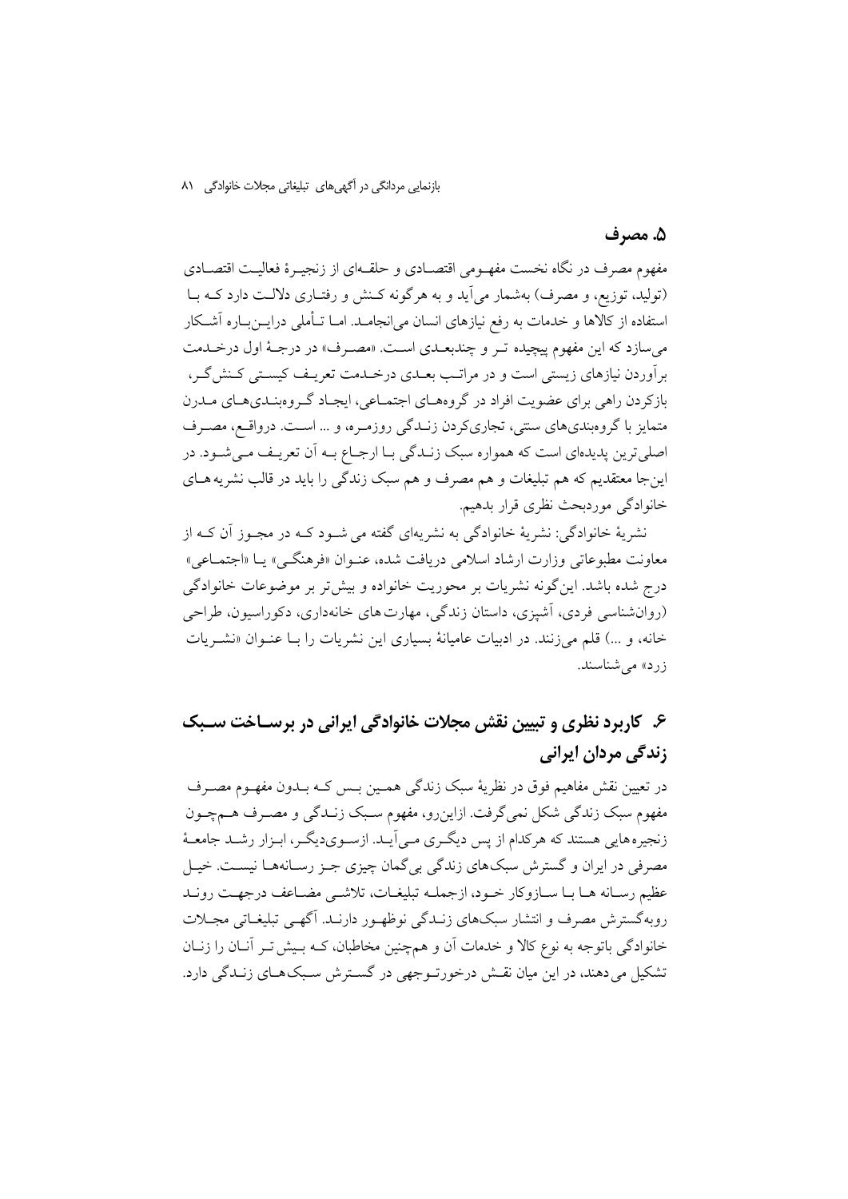## ۵. مصرف

مفهوم مصرف در نگاه نخست مفهـومی اقتصـادی و حلقـه‌ای از زنجیـرۀ فعالیـت اقتصـادی (تولید، توزیع، و مصرف) به‌شمار می‌آید و به هرگونه کـنش و رفتـاری دلالـت دارد کـه بـا استفاده از کالاها و خدمات به رفع نیازهای انسان می‌انجامـد. امـا تـأملی درایـن‌بـاره آشـکار می‌سازد که این مفهوم پیچیده تـر و چندبعـدی اسـت. «مصـرف» در درجـۀ اول درخـدمت برآوردن نیازهای زیستی است و در مراتـب بعـدی درخـدمت تعریـف کیسـتی کـنش‌گـر، بازکردن راهی برای عضویت افراد در گروه‌هـای اجتمـاعی، ایجـاد گـروه‌بنـدی‌هـای مـدرن متمایز با گروه‌بندی‌های سنتی، تجاری‌کردن زنـدگی روزمـره، و ... اسـت. درواقـع، مصـرف اصلی‌ترین پدیده‌ای است که همواره سبک زنـدگی بـا ارجـاع بـه آن تعریـف مـی‌شـود. در این‌جا معتقدیم که هم تبلیغات و هم مصرف و هم سبک زندگی را باید در قالب نشریه‌هـای خانوادگی موردبحث نظری قرار بدهیم.

نشریۀ خانوادگی: نشریۀ خانوادگی به نشریه‌ای گفته می شـود کـه در مجـوز آن کـه از معاونت مطبوعاتی وزارت ارشاد اسلامی دریافت شده، عنـوان «فرهنگـی» یـا «اجتمـاعی» درج شده باشد. این‌گونه نشریات بر محوریت خانواده و بیش‌تر بر موضوعات خانوادگی (روان‌شناسی فردی، آشپزی، داستان زندگی، مهارت‌های خانه‌داری، دکوراسیون، طراحی خانه، و ...) قلم می‌زنند. در ادبیات عامیانۀ بسیاری این نشریات را بـا عنـوان «نشـریات زرد» می‌شناسند.

## ۶. کاربرد نظری و تبیین نقش مجلات خانوادگی ایرانی در برسـاخت سـبک زندگی مردان ایرانی

در تعیین نقش مفاهیم فوق در نظریۀ سبک زندگی همـین بـس کـه بـدون مفهـوم مصـرف مفهوم سبک زندگی شکل نمی‌گرفت. ازاین‌رو، مفهوم سـبک زنـدگی و مصـرف هـم‌چـون زنجیره‌هایی هستند که هرکدام از پس دیگـری مـی‌آیـد. ازسـوی‌دیگـر، ابـزار رشـد جامعـۀ مصرفی در ایران و گسترش سبک‌های زندگی بی‌گمان چیزی جـز رسـانه‌هـا نیسـت. خیـل عظیم رسـانه هـا بـا سـازوکار خـود، ازجملـه تبلیغـات، تلاشـی مضـاعف درجهـت رونـد روبه‌گسترش مصرف و انتشار سبک‌های زنـدگی نوظهـور دارنـد. آگهـی تبلیغـاتی مجـلات خانوادگی باتوجه به نوع کالا و خدمات آن و هم‌چنین مخاطبان، کـه بـیش تـر آنـان را زنـان تشکیل می‌دهند، در این میان نقـش درخورتـوجهی در گسـترش سـبک‌هـای زنـدگی دارد.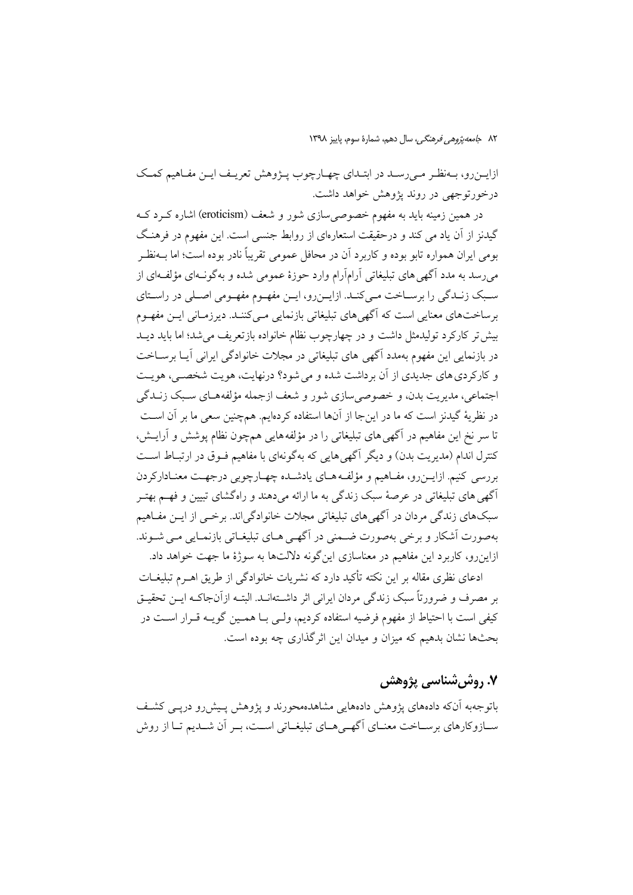ازاین‌رو، به‌نظر می‌رسد در ابتدای چهارچوب پژوهش تعریف این مفاهیم کمک درخورتوجهی در روند پژوهش خواهد داشت.

در همین زمینه باید به مفهوم خصوصی‌سازی شور و شعف (eroticism) اشاره کرد که گیدنز از آن یاد می کند و درحقیقت استعاره‌ای از روابط جنسی است. این مفهوم در فرهنگ بومی ایران همواره تابو بوده و کاربرد آن در محافل عمومی تقریباً نادر بوده است؛ اما به‌نظر می‌رسد به مدد آگهی‌های تبلیغاتی آرام‌آرام وارد حوزهٔ عمومی شده و به‌گونه‌ای مؤلفه‌ای از سبک زندگی را برساخت می‌کند. ازاین‌رو، این مفهوم مفهومی اصلی در راستای برساخت‌های معنایی است که آگهی‌های تبلیغاتی بازنمایی می‌کنند. دیرزمانی این مفهوم بیش‌تر کارکرد تولیدمثل داشت و در چهارچوب نظام خانواده بازتعریف می‌شد؛ اما باید دید در بازنمایی این مفهوم به‌مدد آگهی های تبلیغاتی در مجلات خانوادگی ایرانی آیا برساخت و کارکردی‌های جدیدی از آن برداشت شده و می شود؟ درنهایت، هویت شخصی، هویت اجتماعی، مدیریت بدن، و خصوصی‌سازی شور و شعف ازجمله مؤلفه‌های سبک زندگی در نظریهٔ گیدنز است که ما در این‌جا از آن‌ها استفاده کرده‌ایم. هم‌چنین سعی ما بر آن است تا سر نخ این مفاهیم در آگهی‌های تبلیغاتی را در مؤلفه‌هایی هم‌چون نظام پوشش و آرایش، کنترل اندام (مدیریت بدن) و دیگر آگهی‌هایی که به‌گونه‌ای با مفاهیم فوق در ارتباط است بررسی کنیم. ازاین‌رو، مفاهیم و مؤلفه‌های یادشده چهارچوبی درجهت معنادارکردن آگهی های تبلیغاتی در عرصهٔ سبک زندگی به ما ارائه می‌دهند و راه‌گشای تبیین و فهم بهتر سبک‌های زندگی مردان در آگهی‌های تبلیغاتی مجلات خانوادگی‌اند. برخی از این مفاهیم به‌صورت آشکار و برخی به‌صورت ضمنی در آگهی های تبلیغاتی بازنمایی می شوند. ازاین‌رو، کاربرد این مفاهیم در معناسازی این‌گونه دلالت‌ها به سوژهٔ ما جهت خواهد داد.

ادعای نظری مقاله بر این نکته تأکید دارد که نشریات خانوادگی از طریق اهرم تبلیغات بر مصرف و ضرورتاً سبک زندگی مردان ایرانی اثر داشته‌اند. البته ازآن‌جاکه این تحقیق کیفی است با احتیاط از مفهوم فرضیه استفاده کردیم، ولی با همین گویه قرار است در بحث‌ها نشان بدهیم که میزان و میدان این اثرگذاری چه بوده است.

## ۷. روش‌شناسی پژوهش

باتوجه‌به آن‌که داده‌های پژوهش داده‌هایی مشاهده‌محورند و پژوهش پیش‌رو درپی کشف سازوکارهای برساخت معنای آگهی‌های تبلیغاتی است، بر آن شدیم تا از روش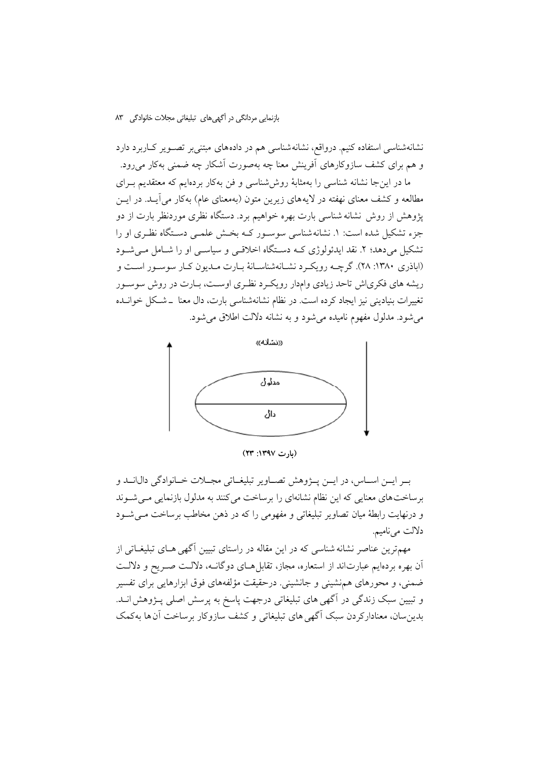نشانه‌شناسی استفاده کنیم. درواقع، نشانه‌شناسی هم در داده‌های مبتنی‌بر تصـویر کـاربرد دارد و هم برای کشف سازوکارهای آفرینش معنا چه به‌صورت آشکار چه ضمنی به‌کار می‌رود.

ما در این‌جا نشانه شناسی را به‌مثابهٔ روش‌شناسی و فن به‌کار برده‌ایم که معتقدیم بـرای مطالعه و کشف معنای نهفته در لایه‌های زیرین متون (به‌معنای عام) به‌کار می‌آیـد. در ایـن پژوهش از روش نشانه شناسی بارت بهره خواهیم برد. دستگاه نظری موردنظر بارت از دو جزء تشکیل شده است: ۱. نشانه‌شناسی سوسـور کـه بخـش علمـی دسـتگاه نظـری او را تشکیل می‌دهد؛ ۲. نقد ایدئولوژی کـه دسـتگاه اخلاقـی و سیاسـی او را شـامل مـی‌شـود (اباذری ۱۳۸۰: ۲۸). گرچـه رویکـرد نشـانه‌شناسـانهٔ بـارت مـدیون کـار سوسـور اسـت و ریشه های فکری‌اش تاحد زیادی وام‌دار رویکـرد نظـری اوسـت، بـارت در روش سوسـور تغییرات بنیادینی نیز ایجاد کرده است. در نظام نشانه‌شناسی بارت، دال معنا ـ شـکل خوانـده می‌شود. مدلول مفهوم نامیده می‌شود و به نشانه دلالت اطلاق می‌شود.

«نشانه»

مدلول

دال

(بارت ۱۳۹۷: ۲۳)

بـر ایـن اسـاس، در ایـن پـژوهش تصـاویر تبلیغـاتی مجـلات خـانوادگی دال‌انـد و برساخت‌های معنایی که این نظام نشانه‌ای را برساخت می‌کنند به مدلول بازنمایی مـی‌شـوند و درنهایت رابطهٔ میان تصاویر تبلیغاتی و مفهومی را که در ذهن مخاطب برساخت مـی‌شـود دلالت می‌نامیم.

مهم‌ترین عناصر نشانه شناسی که در این مقاله در راستای تبیین آگهی هـای تبلیغـاتی از آن بهره برده‌ایم عبارت‌اند از استعاره، مجاز، تقابل‌هـای دوگانـه، دلالـت صـریح و دلالـت ضمنی، و محورهای هم‌نشینی و جانشینی. درحقیقت مؤلفه‌های فوق ابزارهایی برای تفسیر و تبیین سبک زندگی در آگهی های تبلیغاتی درجهت پاسخ به پرسش اصلی پـژوهش انـد. بدین‌سان، معنادارکردن سبک آگهی های تبلیغاتی و کشف سازوکار برساخت آن‌ها به‌کمک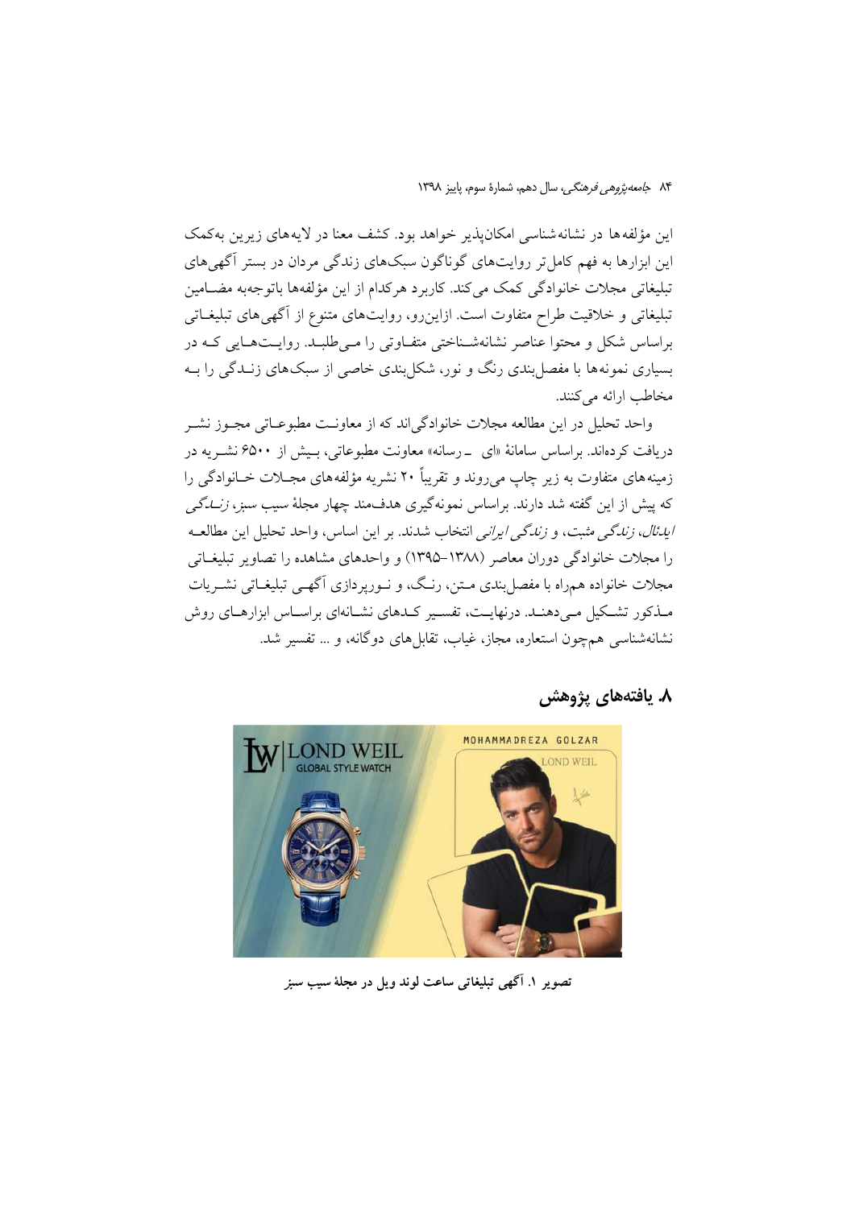این مؤلفه‌ها در نشانه‌شناسی امکان‌پذیر خواهد بود. کشف معنا در لایه‌های زیرین به‌کمک این ابزارها به فهم کامل‌تر روایت‌های گوناگون سبک‌های زندگی مردان در بستر آگهی‌های تبلیغاتی مجلات خانوادگی کمک می‌کند. کاربرد هرکدام از این مؤلفه‌ها باتوجه‌به مضامین تبلیغاتی و خلاقیت طراح متفاوت است. ازاین‌رو، روایت‌های متنوع از آگهی‌های تبلیغاتی براساس شکل و محتوا عناصر نشانه‌شناختی متفاوتی را می‌طلبد. روایت‌هایی که در بسیاری نمونه‌ها با مفصل‌بندی رنگ و نور، شکل‌بندی خاصی از سبک‌های زندگی را به مخاطب ارائه می‌کنند.

واحد تحلیل در این مطالعه مجلات خانوادگی‌اند که از معاونت مطبوعاتی مجوز نشر دریافت کرده‌اند. براساس سامانهٔ «ای ـ رسانه» معاونت مطبوعاتی، بیش از ۶۵۰۰ نشریه در زمینه‌های متفاوت به زیر چاپ می‌روند و تقریباً ۲۰ نشریه مؤلفه‌های مجلات خانوادگی را که پیش از این گفته شد دارند. براساس نمونه‌گیری هدف‌مند چهار مجلهٔ *سیب سبز*، *زندگی ایدئال*، *زندگی مثبت*، و *زندگی ایرانی* انتخاب شدند. بر این اساس، واحد تحلیل این مطالعه را مجلات خانوادگی دوران معاصر (۱۳۸۸–۱۳۹۵) و واحدهای مشاهده را تصاویر تبلیغاتی مجلات خانواده همراه با مفصل‌بندی متن، رنگ، و نورپردازی آگهی تبلیغاتی نشریات مذکور تشکیل می‌دهند. درنهایت، تفسیر کدهای نشانه‌ای براساس ابزارهای روش نشانه‌شناسی هم‌چون استعاره، مجاز، غیاب، تقابل‌های دوگانه، و ... تفسیر شد.

## ۸. یافته‌های پژوهش

**تصویر ۱. آگهی تبلیغاتی ساعت لوند ویل در مجلهٔ سیب سبز**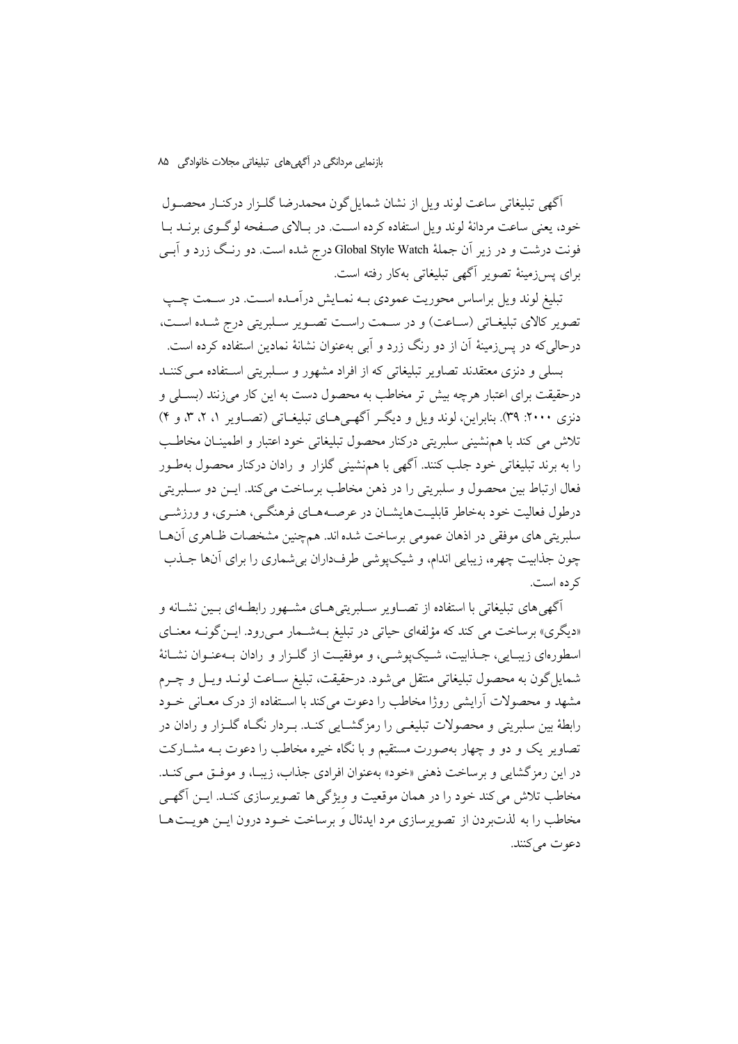آگهی تبلیغاتی ساعت لوند ویل از نشان شمایل‌گون محمدرضا گلـزار درکنـار محصـول خود، یعنی ساعت مردانهٔ لوند ویل استفاده کرده اسـت. در بـالای صـفحه لوگـوی برنـد بـا فونت درشت و در زیر آن جملهٔ Global Style Watch درج شده است. دو رنـگ زرد و آبـی برای پس‌زمینهٔ تصویر آگهی تبلیغاتی به‌کار رفته است.

تبلیغ لوند ویل براساس محوریت عمودی بـه نمـایش درآمـده اسـت. در سـمت چـپ تصویر کالای تبلیغـاتی (سـاعت) و در سـمت راسـت تصـویر سـلبریتی درج شـده اسـت، درحالی‌که در پس‌زمینهٔ آن از دو رنگ زرد و آبی به‌عنوان نشانهٔ نمادین استفاده کرده است.

بسلی و دنزی معتقدند تصاویر تبلیغاتی که از افراد مشهور و سـلبریتی اسـتفاده مـی‌کننـد درحقیقت برای اعتبار هرچه بیش تر مخاطب به محصول دست به این کار می‌زنند (بسـلی و دنزی ۲۰۰۰: ۳۹). بنابراین، لوند ویل و دیگـر آگهـی‌هـای تبلیغـاتی (تصـاویر ۱، ۲، ۳، و ۴) تلاش می کند با هم‌نشینی سلبریتی درکنار محصول تبلیغاتی خود اعتبار و اطمینـان مخاطـب را به برند تبلیغاتی خود جلب کنند. آگهی با هم‌نشینی گلزار و رادان درکنار محصول به‌طـور فعال ارتباط بین محصول و سلبریتی را در ذهن مخاطب برساخت می‌کند. ایـن دو سـلبریتی درطول فعالیت خود به‌خاطر قابلیـت‌هایشـان در عرصـه‌هـای فرهنگـی، هنـری، و ورزشـی سلبریتی های موفقی در اذهان عمومی برساخت شده اند. هم‌چنین مشخصات ظـاهری آن‌هـا چون جذابیت چهره، زیبایی اندام، و شیک‌پوشی طرفـداران بی‌شماری را برای آن‌ها جـذب کرده است.

آگهی‌های تبلیغاتی با استفاده از تصـاویر سـلبریتی‌هـای مشـهور رابطـه‌ای بـین نشـانه و «دیگری» برساخت می کند که مؤلفه‌ای حیاتی در تبلیغ بـه‌شـمار مـی‌رود. ایـن‌گونـه معنـای اسطوره‌ای زیبـایی، جـذابیت، شـیک‌پوشـی، و موفقیـت از گلـزار و رادان بـه‌عنـوان نشـانهٔ شمایل‌گون به محصول تبلیغاتی منتقل می‌شود. درحقیقت، تبلیغ سـاعت لونـد ویـل و چـرم مشهد و محصولات آرایشی روژا مخاطب را دعوت می‌کند با اسـتفاده از درک معـانی خـود رابطهٔ بین سلبریتی و محصولات تبلیغـی را رمزگشـایی کنـد. بـردار نگـاه گلـزار و رادان در تصاویر یک و دو و چهار به‌صورت مستقیم و با نگاه خیره مخاطب را دعوت بـه مشـارکت در این رمزگشایی و برساخت ذهنی «خود» به‌عنوان افرادی جذاب، زیبـا، و موفـق مـی‌کنـد. مخاطب تلاش می‌کند خود را در همان موقعیت و ویژگی‌ها تصویرسازی کنـد. ایـن آگهـی مخاطب را به لذت‌بردن از تصویرسازی مرد ایدئال و برساخت خـود درون ایـن هویـت‌هـا دعوت می‌کنند.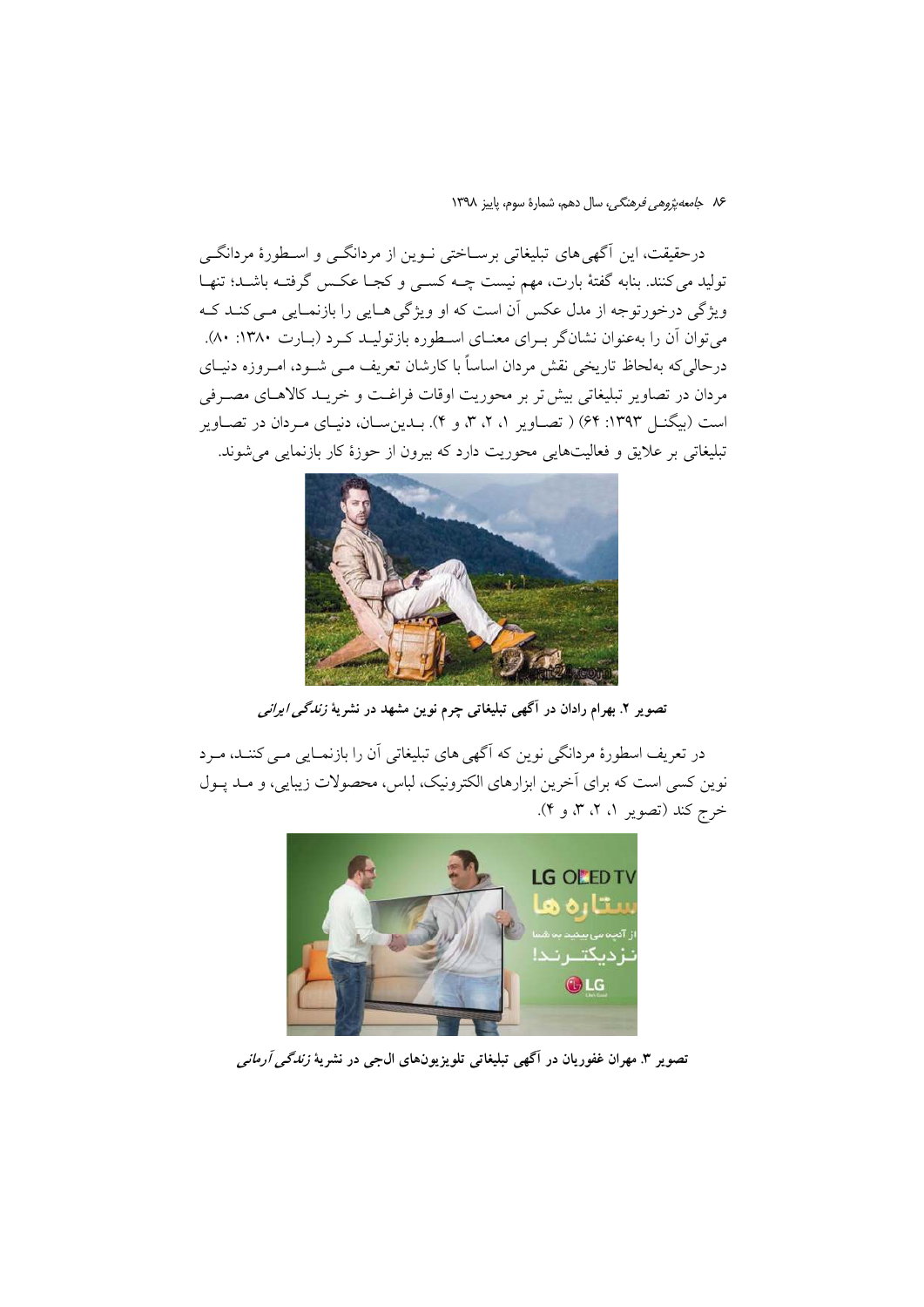درحقیقت، این آگهی‌های تبلیغاتی برساختی نوین از مردانگی و اسطورهٔ مردانگی تولید می‌کنند. بنابه گفتهٔ بارت، مهم نیست چه کسی و کجا عکس گرفته باشد؛ تنها ویژگی درخورتوجه از مدل عکس آن است که او ویژگی‌هایی را بازنمایی می‌کند که می‌توان آن را به‌عنوان نشان‌گر برای معنای اسطوره بازتولید کرد (بارت ۱۳۸۰: ۸۰). درحالی‌که به‌لحاظ تاریخی نقش مردان اساساً با کارشان تعریف می‌شود، امروزه دنیای مردان در تصاویر تبلیغاتی بیش‌تر بر محوریت اوقات فراغت و خرید کالاهای مصرفی است (بیگنل ۱۳۹۳: ۶۴) ( تصاویر ۱، ۲، ۳، و ۴). بدین‌سان، دنیای مردان در تصاویر تبلیغاتی بر علایق و فعالیت‌هایی محوریت دارد که بیرون از حوزهٔ کار بازنمایی می‌شوند.

**تصویر ۲. بهرام رادان در آگهی تبلیغاتی چرم نوین مشهد در نشریهٔ *زندگی ایرانی***

در تعریف اسطورهٔ مردانگی نوین که آگهی های تبلیغاتی آن را بازنمایی می‌کنند، مرد نوین کسی است که برای آخرین ابزارهای الکترونیک، لباس، محصولات زیبایی، و مد پول خرج کند (تصویر ۱، ۲، ۳، و ۴).

**تصویر ۳. مهران غفوریان در آگهی تبلیغاتی تلویزیون‌های ال‌جی در نشریهٔ *زندگی آرمانی***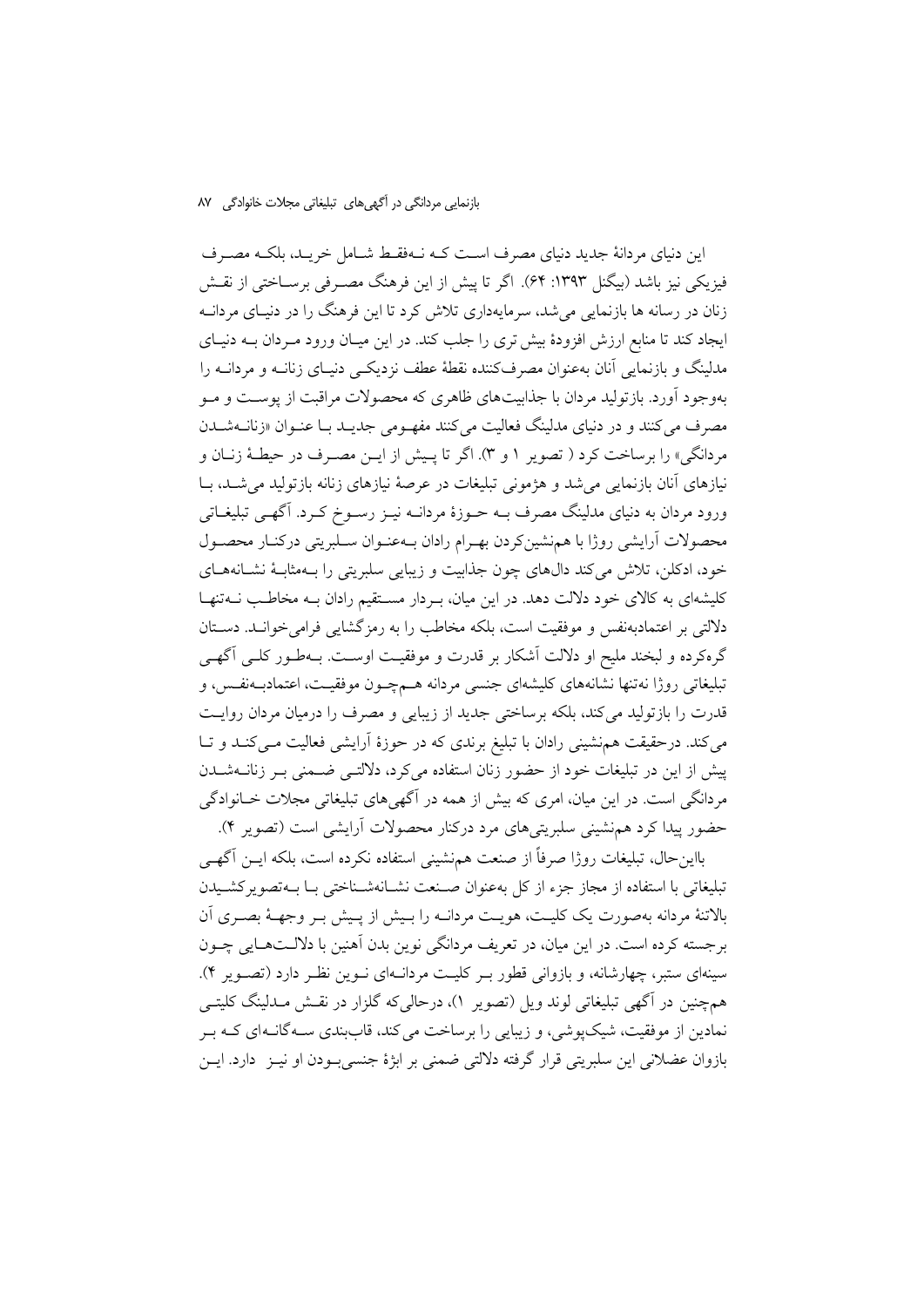این دنیای مردانهٔ جدید دنیای مصرف است که نه‌فقط شامل خرید، بلکه مصرف فیزیکی نیز باشد (بیگنل ۱۳۹۳: ۶۴). اگر تا پیش از این فرهنگ مصرفی برساختی از نقش زنان در رسانه ها بازنمایی می‌شد، سرمایه‌داری تلاش کرد تا این فرهنگ را در دنیای مردانه ایجاد کند تا منابع ارزش افزودهٔ بیش‌تری را جلب کند. در این میان ورود مردان به دنیای مدلینگ و بازنمایی آنان به‌عنوان مصرف‌کننده نقطهٔ عطف نزدیکی دنیای زنانه و مردانه را به‌وجود آورد. بازتولید مردان با جذابیت‌های ظاهری که محصولات مراقبت از پوست و مو مصرف می‌کنند و در دنیای مدلینگ فعالیت می‌کنند مفهومی جدید با عنوان «زنانه‌شدن مردانگی» را برساخت کرد ( تصویر ۱ و ۳). اگر تا پیش از این مصرف در حیطهٔ زنان و نیازهای آنان بازنمایی می‌شد و هژمونی تبلیغات در عرصهٔ نیازهای زنانه بازتولید می‌شد، با ورود مردان به دنیای مدلینگ مصرف به حوزهٔ مردانه نیز رسوخ کرد. آگهی تبلیغاتی محصولات آرایشی روژا با هم‌نشین‌کردن بهرام رادان به‌عنوان سلبریتی درکنار محصول خود، ادکلن، تلاش می‌کند دال‌های چون جذابیت و زیبایی سلبریتی را به‌مثابهٔ نشانه‌های کلیشه‌ای به کالای خود دلالت دهد. در این میان، بردار مستقیم رادان به مخاطب نه‌تنها دلالتی بر اعتمادبه‌نفس و موفقیت است، بلکه مخاطب را به رمزگشایی فرامی‌خواند. دستان گره‌کرده و لبخند ملیح او دلالت آشکار بر قدرت و موفقیت اوست. به‌طور کلی آگهی تبلیغاتی روژا نه‌تنها نشانه‌های کلیشه‌ای جنسی مردانه هم‌چون موفقیت، اعتمادبه‌نفس، و قدرت را بازتولید می‌کند، بلکه برساختی جدید از زیبایی و مصرف را درمیان مردان روایت می‌کند. درحقیقت هم‌نشینی رادان با تبلیغ برندی که در حوزهٔ آرایشی فعالیت می‌کند و تا پیش از این در تبلیغات خود از حضور زنان استفاده می‌کرد، دلالتی ضمنی بر زنانه‌شدن مردانگی است. در این میان، امری که بیش از همه در آگهی‌های تبلیغاتی مجلات خانوادگی حضور پیدا کرد هم‌نشینی سلبریتی‌های مرد درکنار محصولات آرایشی است (تصویر ۴).

بااین‌حال، تبلیغات روژا صرفاً از صنعت هم‌نشینی استفاده نکرده است، بلکه این آگهی تبلیغاتی با استفاده از مجاز جزء از کل به‌عنوان صنعت نشانه‌شناختی با به‌تصویرکشیدن بالاتنهٔ مردانه به‌صورت یک کلیت، هویت مردانه را بیش بر پیش بر وجههٔ بصری آن برجسته کرده است. در این میان، در تعریف مردانگی نوین بدن آهنین با دلالت‌هایی چون سینه‌ای ستبر، چهارشانه، و بازوانی قطور بر کلیت مردانه‌ای نوین نظر دارد (تصویر ۴). هم‌چنین در آگهی تبلیغاتی لوند ویل (تصویر ۱)، درحالی‌که گلزار در نقش مدلینگ کلیتی نمادین از موفقیت، شیک‌پوشی، و زیبایی را برساخت می‌کند، قاب‌بندی سه‌گانه‌ای که بر بازوان عضلانی این سلبریتی قرار گرفته دلالتی ضمنی بر ابژهٔ جنسی‌بودن او نیز دارد. این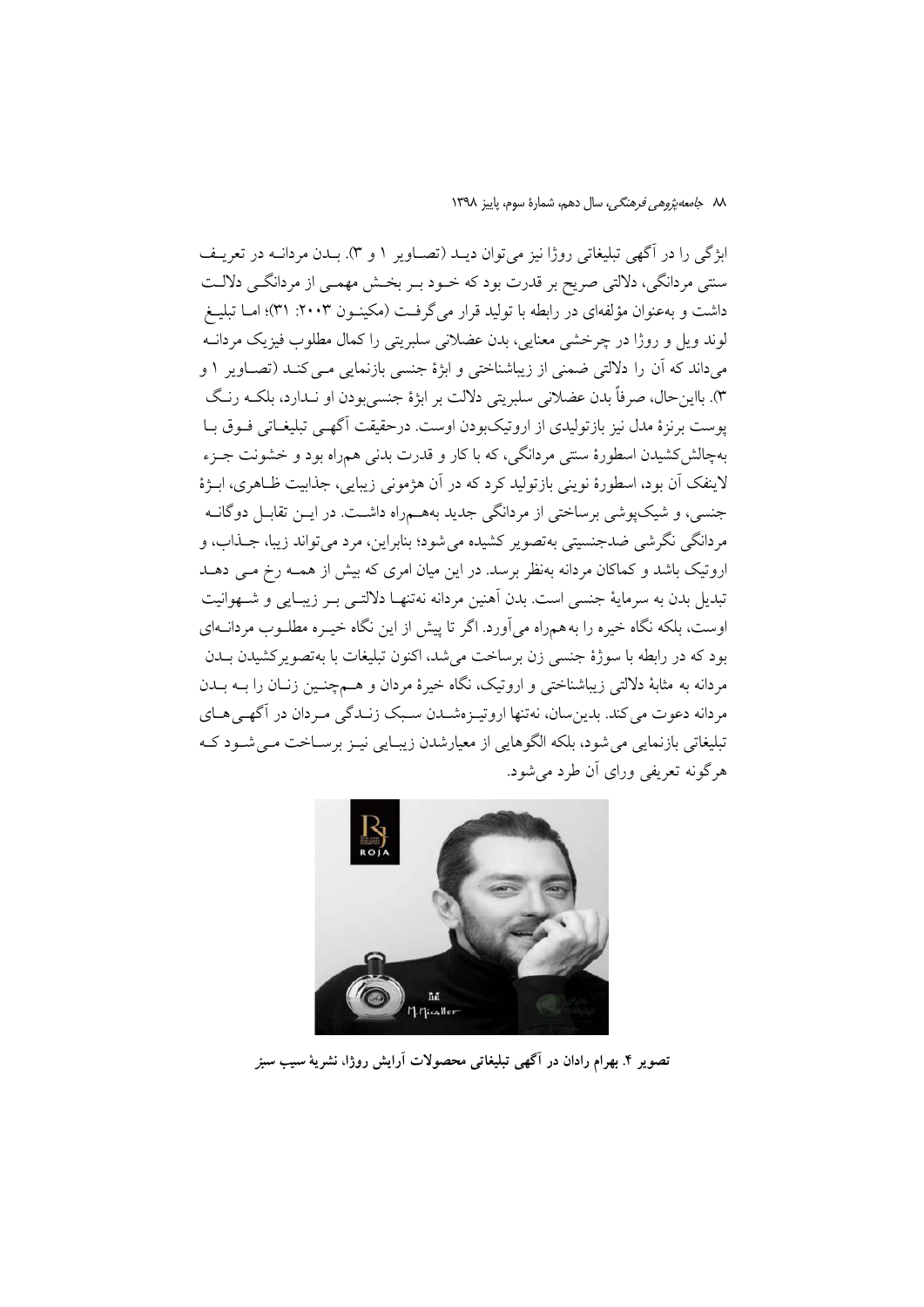ابژگی را در آگهی تبلیغاتی روژا نیز می‌توان دید (تصاویر ۱ و ۳). بدن مردانه در تعریف سنتی مردانگی، دلالتی صریح بر قدرت بود که خود بر بخش مهمی از مردانگی دلالت داشت و به‌عنوان مؤلفه‌ای در رابطه با تولید قرار می‌گرفت (مکینون ۲۰۰۳: ۳۱)؛ اما تبلیغ لوند ویل و روژا در چرخشی معنایی، بدن عضلانی سلبریتی را کمال مطلوب فیزیک مردانه می‌داند که آن را دلالتی ضمنی از زیباشناختی و ابژهٔ جنسی بازنمایی می‌کند (تصاویر ۱ و ۳). بااین‌حال، صرفاً بدن عضلانی سلبریتی دلالت بر ابژهٔ جنسی‌بودن او ندارد، بلکه رنگ پوست برنزهٔ مدل نیز بازتولیدی از اروتیک‌بودن اوست. درحقیقت آگهی تبلیغاتی فوق با به‌چالش‌کشیدن اسطورهٔ سنتی مردانگی، که با کار و قدرت بدنی همراه بود و خشونت جزء لاینفک آن بود، اسطورهٔ نوینی بازتولید کرد که در آن هژمونی زیبایی، جذابیت ظاهری، ابژهٔ جنسی، و شیک‌پوشی برساختی از مردانگی جدید به‌همراه داشت. در این تقابل دوگانه مردانگی نگرشی ضدجنسیتی به‌تصویر کشیده می‌شود؛ بنابراین، مرد می‌تواند زیبا، جذاب، و اروتیک باشد و کماکان مردانه به‌نظر برسد. در این میان امری که بیش از همه رخ می‌دهد تبدیل بدن به سرمایهٔ جنسی است. بدن آهنین مردانه نه‌تنها دلالتی بر زیبایی و شهوانیت اوست، بلکه نگاه خیره را به‌همراه می‌آورد. اگر تا پیش از این نگاه خیره مطلوب مردانه‌ای بود که در رابطه با سوژهٔ جنسی زن برساخت می‌شد، اکنون تبلیغات با به‌تصویرکشیدن بدن مردانه به مثابهٔ دلالتی زیباشناختی و اروتیک، نگاه خیرهٔ مردان و هم‌چنین زنان را به بدن مردانه دعوت می‌کند. بدین‌سان، نه‌تنها اروتیزه‌شدن سبک زندگی مردان در آگهی‌های تبلیغاتی بازنمایی می‌شود، بلکه الگوهایی از معیارشدن زیبایی نیز برساخت می‌شود که هرگونه تعریفی ورای آن طرد می‌شود.

**تصویر ۴. بهرام رادان در آگهی تبلیغاتی محصولات آرایش روژا، نشریهٔ سیب سبز**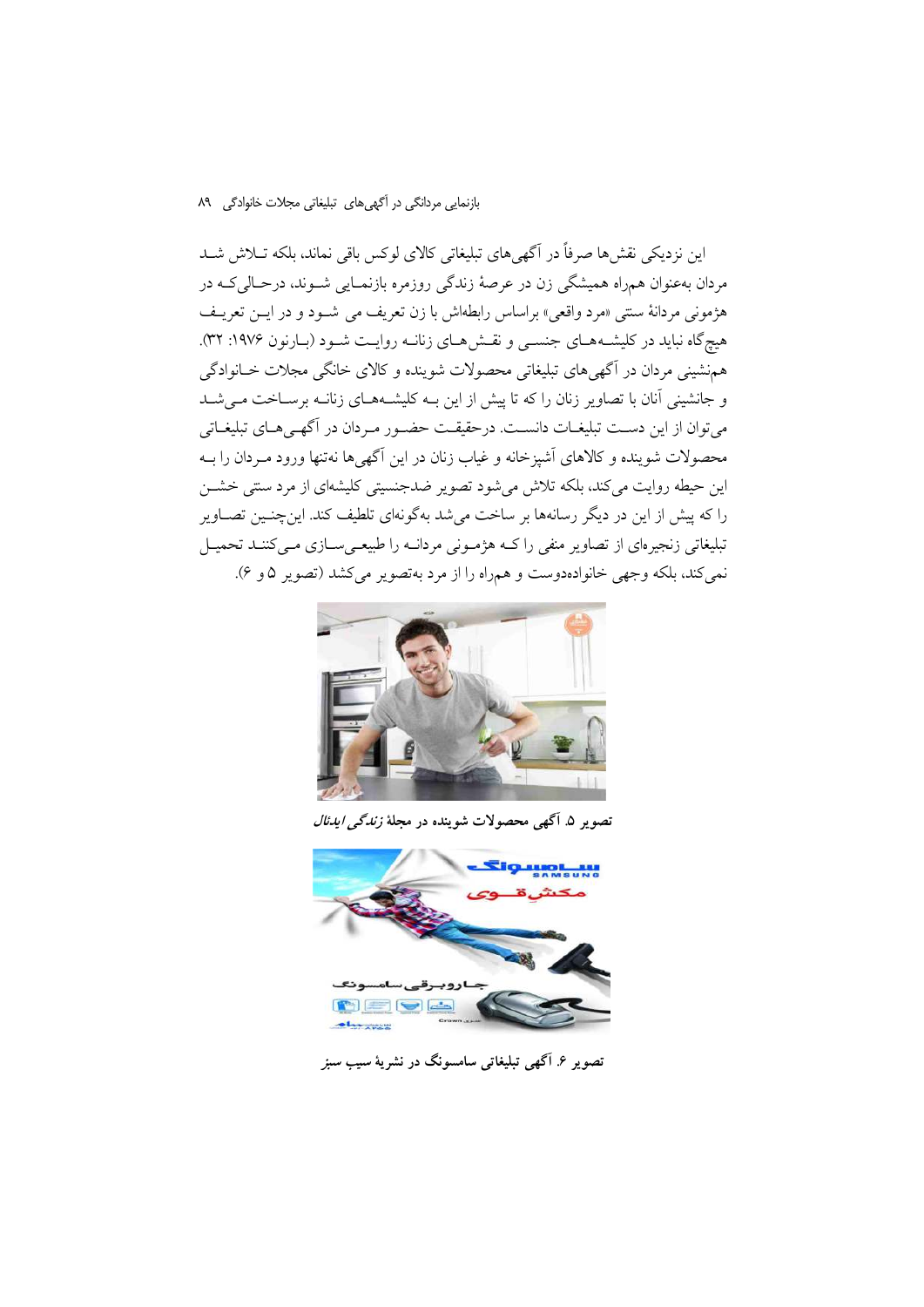این نزدیکی نقش‌ها صرفاً در آگهی‌های تبلیغاتی کالای لوکس باقی نماند، بلکه تلاش شد مردان به‌عنوان همراه همیشگی زن در عرصهٔ زندگی روزمره بازنمایی شوند، درحالی‌که در هژمونی مردانهٔ سنتی «مرد واقعی» براساس رابطه‌اش با زن تعریف می شود و در این تعریف هیچ‌گاه نباید در کلیشه‌های جنسی و نقش‌های زنانه روایت شود (بارنون ۱۹۷۶: ۳۲). هم‌نشینی مردان در آگهی‌های تبلیغاتی محصولات شوینده و کالای خانگی مجلات خانوادگی و جانشینی آنان با تصاویر زنان را که تا پیش از این به کلیشه‌های زنانه برساخت می‌شد می‌توان از این دست تبلیغات دانست. درحقیقت حضور مردان در آگهی‌های تبلیغاتی محصولات شوینده و کالاهای آشپزخانه و غیاب زنان در این آگهی‌ها نه‌تنها ورود مردان را به این حیطه روایت می‌کند، بلکه تلاش می‌شود تصویر ضدجنسیتی کلیشه‌ای از مرد سنتی خشن را که پیش از این در دیگر رسانه‌ها بر ساخت می‌شد به‌گونه‌ای تلطیف کند. این‌چنین تصاویر تبلیغاتی زنجیره‌ای از تصاویر منفی را که هژمونی مردانه را طبیعی‌سازی می‌کنند تحمیل نمی‌کند، بلکه وجهی خانواده‌دوست و همراه را از مرد به‌تصویر می‌کشد (تصویر ۵ و ۶).

**تصویر ۵. آگهی محصولات شوینده در مجلهٔ *زندگی ایدئال***

**تصویر ۶. آگهی تبلیغاتی سامسونگ در نشریهٔ *سیب سبز***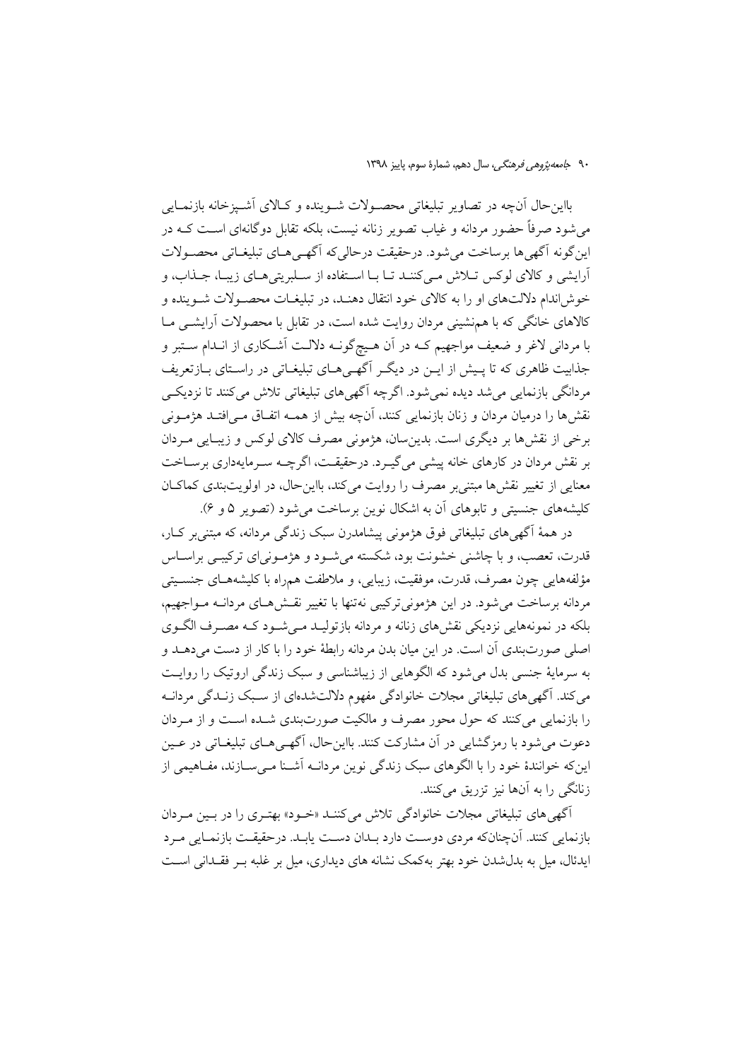بااین‌حال آن‌چه در تصاویر تبلیغاتی محصولات شوینده و کالای آشپزخانه بازنمایی می‌شود صرفاً حضور مردانه و غیاب تصویر زنانه نیست، بلکه تقابل دوگانه‌ای است که در این‌گونه آگهی‌ها برساخت می‌شود. درحقیقت درحالی‌که آگهی‌های تبلیغاتی محصولات آرایشی و کالای لوکس تلاش می‌کنند تا با استفاده از سلبریتی‌های زیبا، جذاب، و خوش‌اندام دلالت‌های او را به کالای خود انتقال دهند، در تبلیغات محصولات شوینده و کالاهای خانگی که با هم‌نشینی مردان روایت شده است، در تقابل با محصولات آرایشی ما با مردانی لاغر و ضعیف مواجهیم که در آن هیچ‌گونه دلالت آشکاری از اندام ستبر و جذابیت ظاهری که تا پیش از این در دیگر آگهی‌های تبلیغاتی در راستای بازتعریف مردانگی بازنمایی می‌شد دیده نمی‌شود. اگرچه آگهی‌های تبلیغاتی تلاش می‌کنند تا نزدیکی نقش‌ها را درمیان مردان و زنان بازنمایی کنند، آن‌چه بیش از همه اتفاق می‌افتد هژمونی برخی از نقش‌ها بر دیگری است. بدین‌سان، هژمونی مصرف کالای لوکس و زیبایی مردان بر نقش مردان در کارهای خانه پیشی می‌گیرد. درحقیقت، اگرچه سرمایه‌داری برساخت معنایی از تغییر نقش‌ها مبتنی‌بر مصرف را روایت می‌کند، بااین‌حال، در اولویت‌بندی کماکان کلیشه‌های جنسیتی و تابوهای آن به اشکال نوین برساخت می‌شود (تصویر ۵ و ۶).

در همهٔ آگهی‌های تبلیغاتی فوق هژمونی پیشامدرن سبک زندگی مردانه، که مبتنی‌بر کار، قدرت، تعصب، و با چاشنی خشونت بود، شکسته می‌شود و هژمونی‌ای ترکیبی براساس مؤلفه‌هایی چون مصرف، قدرت، موفقیت، زیبایی، و ملاطفت همراه با کلیشه‌های جنسیتی مردانه برساخت می‌شود. در این هژمونی‌ترکیبی نه‌تنها با تغییر نقش‌های مردانه مواجهیم، بلکه در نمونه‌هایی نزدیکی نقش‌های زنانه و مردانه بازتولید می‌شود که مصرف الگوی اصلی صورت‌بندی آن است. در این میان بدن مردانه رابطهٔ خود را با کار از دست می‌دهد و به سرمایهٔ جنسی بدل می‌شود که الگوهایی از زیباشناسی و سبک زندگی اروتیک را روایت می‌کند. آگهی‌های تبلیغاتی مجلات خانوادگی مفهوم دلالت‌شده‌ای از سبک زندگی مردانه را بازنمایی می‌کنند که حول محور مصرف و مالکیت صورت‌بندی شده است و از مردان دعوت می‌شود با رمزگشایی در آن مشارکت کنند. بااین‌حال، آگهی‌های تبلیغاتی در عین این‌که خوانندهٔ خود را با الگوهای سبک زندگی نوین مردانه آشنا می‌سازند، مفاهیمی از زنانگی را به آن‌ها نیز تزریق می‌کنند.

آگهی‌های تبلیغاتی مجلات خانوادگی تلاش می‌کنند «خود» بهتری را در بین مردان بازنمایی کنند. آن‌چنان‌که مردی دوست دارد بدان دست یابد. درحقیقت بازنمایی مرد ایدئال، میل به بدل‌شدن خود بهتر به‌کمک نشانه های دیداری، میل بر غلبه بر فقدانی است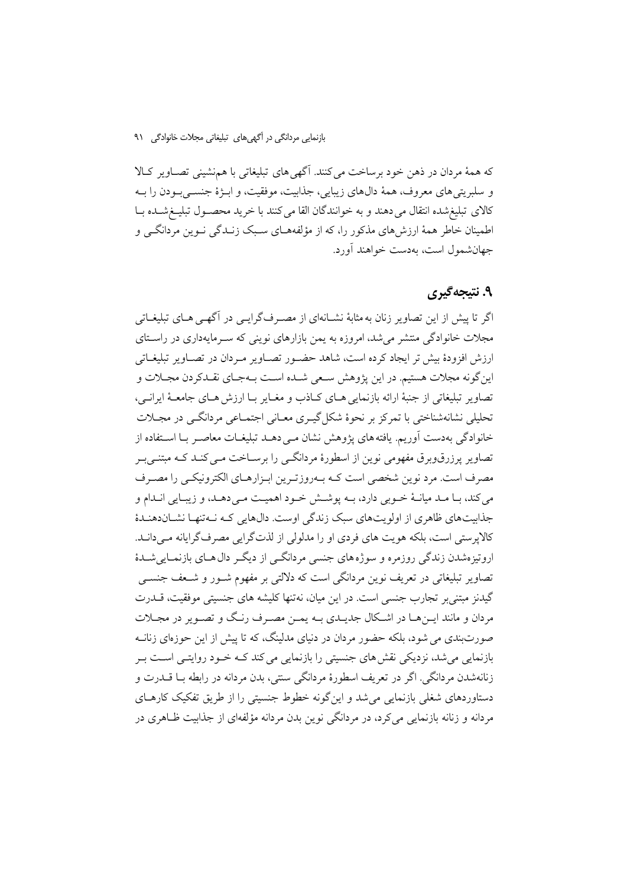که همهٔ مردان در ذهن خود برساخت می‌کنند. آگهی‌های تبلیغاتی با هم‌نشینی تصاویر کالا و سلبریتی‌های معروف، همهٔ دال‌های زیبایی، جذابیت، موفقیت، و ابژهٔ جنسی‌بودن را به کالای تبلیغ‌شده انتقال می‌دهند و به خوانندگان القا می‌کنند با خرید محصول تبلیغ‌شده با اطمینان خاطر همهٔ ارزش‌های مذکور را، که از مؤلفه‌های سبک زندگی نوین مردانگی و جهان‌شمول است، به‌دست خواهند آورد.

## ۹. نتیجه‌گیری

اگر تا پیش از این تصاویر زنان به‌مثابهٔ نشانه‌ای از مصرف‌گرایی در آگهی‌های تبلیغاتی مجلات خانوادگی منتشر می‌شد، امروزه به یمن بازارهای نوینی که سرمایه‌داری در راستای ارزش افزودهٔ بیش‌تر ایجاد کرده است، شاهد حضور تصاویر مردان در تصاویر تبلیغاتی این‌گونه مجلات هستیم. در این پژوهش سعی شده است به‌جای نقدکردن مجلات و تصاویر تبلیغاتی از جنبهٔ ارائه بازنمایی‌های کاذب و مغایر با ارزش‌های جامعهٔ ایرانی، تحلیلی نشانه‌شناختی با تمرکز بر نحوهٔ شکل‌گیری معانی اجتماعی مردانگی در مجلات خانوادگی به‌دست آوریم. یافته‌های پژوهش نشان می‌دهد تبلیغات معاصر با استفاده از تصاویر پرزرق‌وبرق مفهومی نوین از اسطورهٔ مردانگی را برساخت می‌کند که مبتنی‌بر مصرف است. مرد نوین شخصی است که به‌روزترین ابزارهای الکترونیکی را مصرف می‌کند، با مد میانهٔ خوبی دارد، به پوشش خود اهمیت می‌دهد، و زیبایی اندام و جذابیت‌های ظاهری از اولویت‌های سبک زندگی اوست. دال‌هایی که نه‌تنها نشان‌دهندهٔ کالاپرستی است، بلکه هویت های فردی او را مدلولی از لذت‌گرایی مصرف‌گرایانه می‌داند. اروتیزه‌شدن زندگی روزمره و سوژه‌های جنسی مردانگی از دیگر دال‌های بازنمایی‌شدهٔ تصاویر تبلیغاتی در تعریف نوین مردانگی است که دلالتی بر مفهوم شور و شعف جنسی گیدنز مبتنی‌بر تجارب جنسی است. در این میان، نه‌تنها کلیشه های جنسیتی موفقیت، قدرت مردان و مانند این‌ها در اشکال جدیدی به یمن مصرف رنگ و تصویر در مجلات صورت‌بندی می شود، بلکه حضور مردان در دنیای مدلینگ، که تا پیش از این حوزه‌ای زنانه بازنمایی می‌شد، نزدیکی نقش‌های جنسیتی را بازنمایی می‌کند که خود روایتی است بر زنانه‌شدن مردانگی. اگر در تعریف اسطورهٔ مردانگی سنتی، بدن مردانه در رابطه با قدرت و دستاوردهای شغلی بازنمایی می‌شد و این‌گونه خطوط جنسیتی را از طریق تفکیک کارهای مردانه و زنانه بازنمایی می‌کرد، در مردانگی نوین بدن مردانه مؤلفه‌ای از جذابیت ظاهری در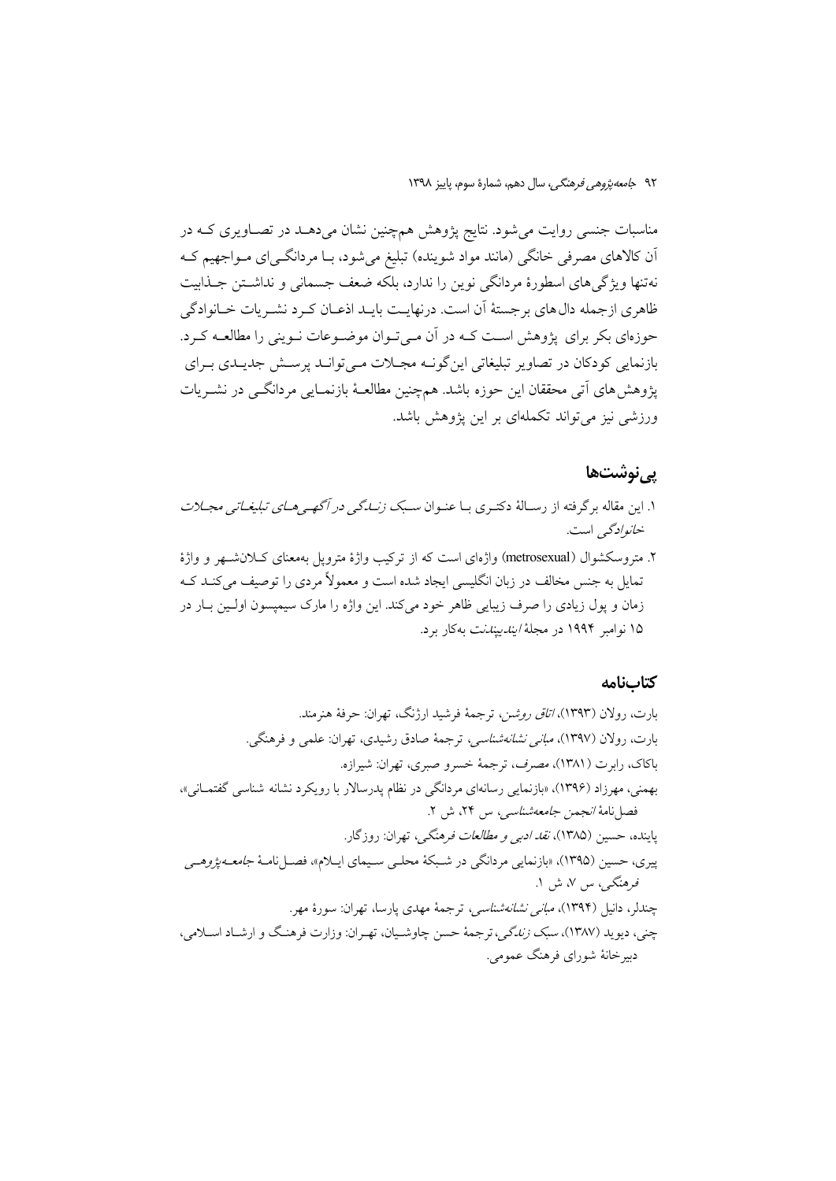مناسبات جنسی روایت می‌شود. نتایج پژوهش همچنین نشان می‌دهد در تصاویری که در آن کالاهای مصرفی خانگی (مانند مواد شوینده) تبلیغ می‌شود، با مردانگی‌ای مواجهیم که نه‌تنها ویژگی‌های اسطورهٔ مردانگی نوین را ندارد، بلکه ضعف جسمانی و نداشتن جذابیت ظاهری ازجمله دال‌های برجستهٔ آن است. درنهایت باید اذعان کرد نشریات خانوادگی حوزه‌ای بکر برای پژوهش است که در آن می‌توان موضوعات نوینی را مطالعه کرد. بازنمایی کودکان در تصاویر تبلیغاتی این‌گونه مجلات می‌تواند پرسش جدیدی برای پژوهش‌های آتی محققان این حوزه باشد. همچنین مطالعهٔ بازنمایی مردانگی در نشریات ورزشی نیز می‌تواند تکمله‌ای بر این پژوهش باشد.

## پی‌نوشت‌ها

۱. این مقاله برگرفته از رسالهٔ دکتری با عنوان *سبک زندگی در آگهی‌های تبلیغاتی مجلات خانوادگی* است.

۲. متروسکشوال (metrosexual) واژه‌ای است که از ترکیب واژهٔ متروپل به‌معنای کلان‌شهر و واژهٔ تمایل به جنس مخالف در زبان انگلیسی ایجاد شده است و معمولاً مردی را توصیف می‌کند که زمان و پول زیادی را صرف زیبایی ظاهر خود می‌کند. این واژه را مارک سیمپسون اولین بار در ۱۵ نوامبر ۱۹۹۴ در مجلهٔ *ایندیپندنت* به‌کار برد.

## کتاب‌نامه

بارت، رولان (۱۳۹۳)، *اتاق روشن*، ترجمهٔ فرشید ارژنگ، تهران: حرفهٔ هنرمند.

بارت، رولان (۱۳۹۷)، *مبانی نشانه‌شناسی*، ترجمهٔ صادق رشیدی، تهران: علمی و فرهنگی.

باکاک، رابرت (۱۳۸۱)، *مصرف*، ترجمهٔ خسرو صبری، تهران: شیرازه.

بهمنی، مهرزاد (۱۳۹۶)، «بازنمایی رسانه‌ای مردانگی در نظام پدرسالار با رویکرد نشانه شناسی گفتمانی»، فصل‌نامهٔ *انجمن جامعه‌شناسی*، س ۲۴، ش ۲.

پاینده، حسین (۱۳۸۵)، *نقد ادبی و مطالعات فرهنگی*، تهران: روزگار.

پیری، حسین (۱۳۹۵)، «بازنمایی مردانگی در شبکهٔ محلی سیمای ایلام»، فصل‌نامهٔ *جامعه‌پژوهی فرهنگی*، س ۷، ش ۱.

چندلر، دانیل (۱۳۹۴)، *مبانی نشانه‌شناسی*، ترجمهٔ مهدی پارسا، تهران: سورهٔ مهر.

چنی، دیوید (۱۳۸۷)، *سبک زندگی*، ترجمهٔ حسن چاوشیان، تهران: وزارت فرهنگ و ارشاد اسلامی، دبیرخانهٔ شورای فرهنگ عمومی.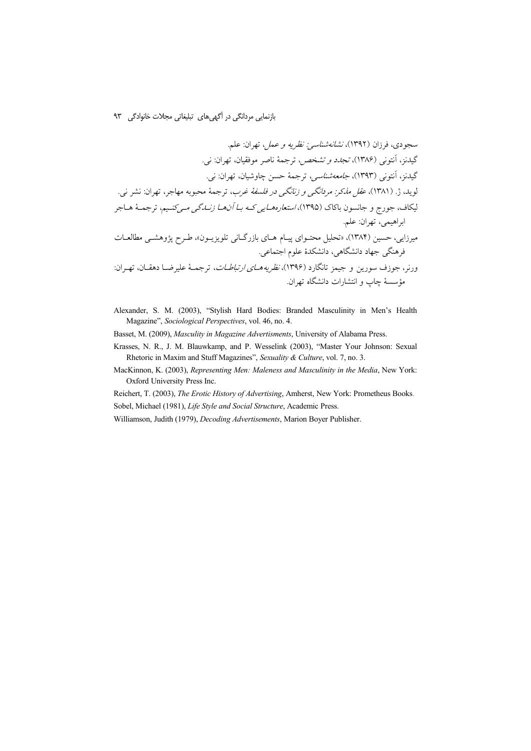سجودی، فرزان (۱۳۹۲)، *نشانه‌شناسی: نظریه و عمل*، تهران: علم.

گیدنز، آنتونی (۱۳۸۶)، *تجدد و تشخص*، ترجمهٔ ناصر موفقیان، تهران: نی.

گیدنز، آنتونی (۱۳۹۳)، *جامعه‌شناسی*، ترجمهٔ حسن چاوشیان، تهران: نی.

لوید، ژ. (۱۳۸۱)، *عقل مذکر: مردانگی و زنانگی در فلسفهٔ غرب*، ترجمهٔ محبوبه مهاجر، تهران: نشر نی.

لیکاف، جورج و جانسون باکاک (۱۳۹۵)، *استعاره‌هایی که با آن‌ها زندگی می‌کنیم*، ترجمهٔ هاجر ابراهیمی، تهران: علم.

میرزایی، حسین (۱۳۸۴)، «تحلیل محتوای پیام های بازرگانی تلویزیون»، طرح پژوهشی مطالعات فرهنگی جهاد دانشگاهی، دانشکدهٔ علوم اجتماعی.

ورنر، جوزف سورین و جیمز تانگارد (۱۳۹۶)، *نظریه‌های ارتباطات*، ترجمهٔ علیرضا دهقان، تهران: مؤسسهٔ چاپ و انتشارات دانشگاه تهران.

Alexander, S. M. (2003), "Stylish Hard Bodies: Branded Masculinity in Men's Health Magazine", *Sociological Perspectives*, vol. 46, no. 4.

Basset, M. (2009), *Masculity in Magazine Advertisments*, University of Alabama Press.

Krasses, N. R., J. M. Blauwkamp, and P. Wesselink (2003), "Master Your Johnson: Sexual Rhetoric in Maxim and Stuff Magazines", *Sexuality & Culture*, vol. 7, no. 3.

MacKinnon, K. (2003), *Representing Men: Maleness and Masculinity in the Media*, New York: Oxford University Press Inc.

Reichert, T. (2003), *The Erotic History of Advertising*, Amherst, New York: Prometheus Books.

Sobel, Michael (1981), *Life Style and Social Structure*, Academic Press.

Williamson, Judith (1979), *Decoding Advertisements*, Marion Boyer Publisher.